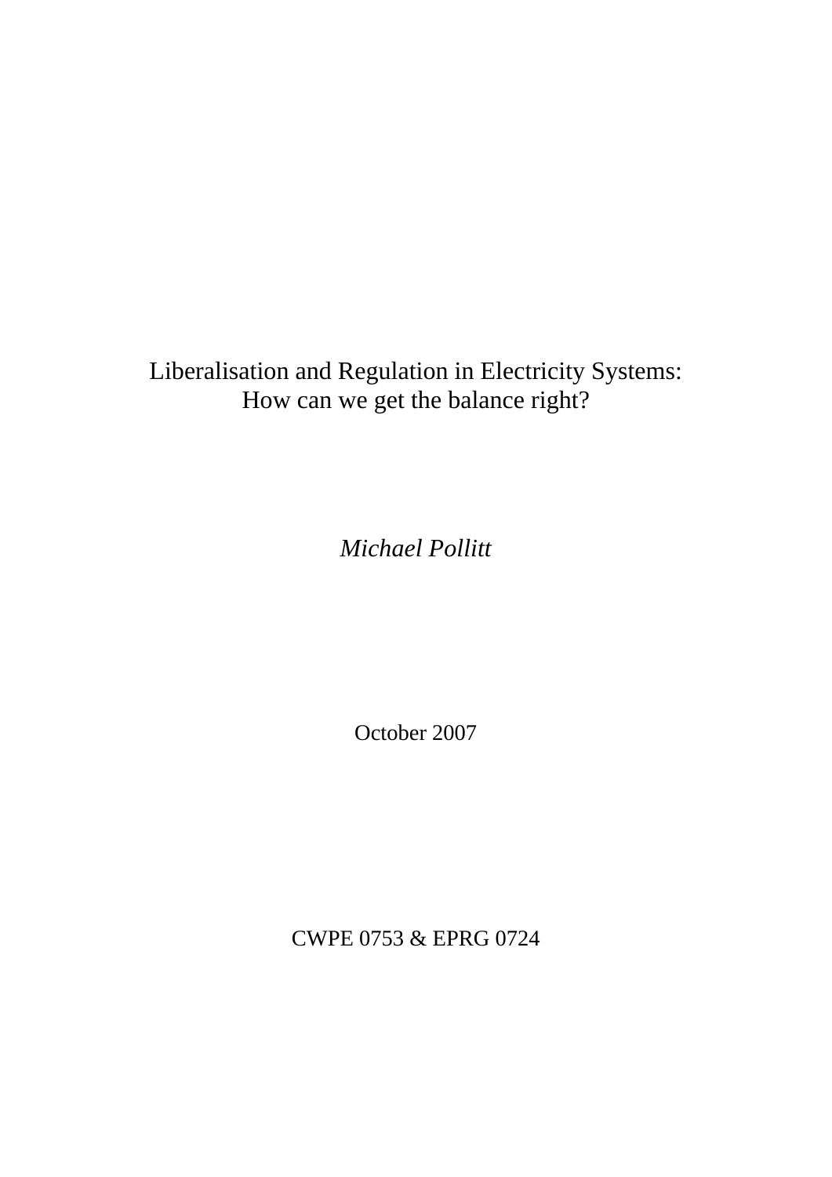# Liberalisation and Regulation in Electricity Systems: How can we get the balance right?

*Michael Pollitt*

October 2007

CWPE 0753 & EPRG 0724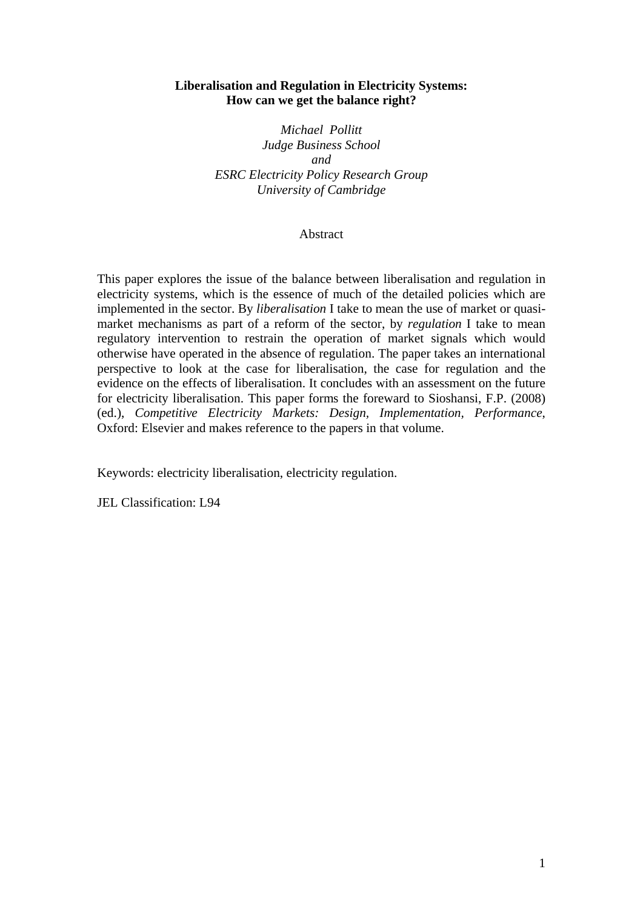**Liberalisation and Regulation in Electricity Systems:
How can we get the balance right?**

*Michael Pollitt*
*Judge Business School*
*and*
*ESRC Electricity Policy Research Group*
*University of Cambridge*

Abstract

This paper explores the issue of the balance between liberalisation and regulation in electricity systems, which is the essence of much of the detailed policies which are implemented in the sector. By *liberalisation* I take to mean the use of market or quasi-market mechanisms as part of a reform of the sector, by *regulation* I take to mean regulatory intervention to restrain the operation of market signals which would otherwise have operated in the absence of regulation. The paper takes an international perspective to look at the case for liberalisation, the case for regulation and the evidence on the effects of liberalisation. It concludes with an assessment on the future for electricity liberalisation. This paper forms the foreward to Sioshansi, F.P. (2008) (ed.), *Competitive Electricity Markets: Design, Implementation, Performance*, Oxford: Elsevier and makes reference to the papers in that volume.

Keywords: electricity liberalisation, electricity regulation.

JEL Classification: L94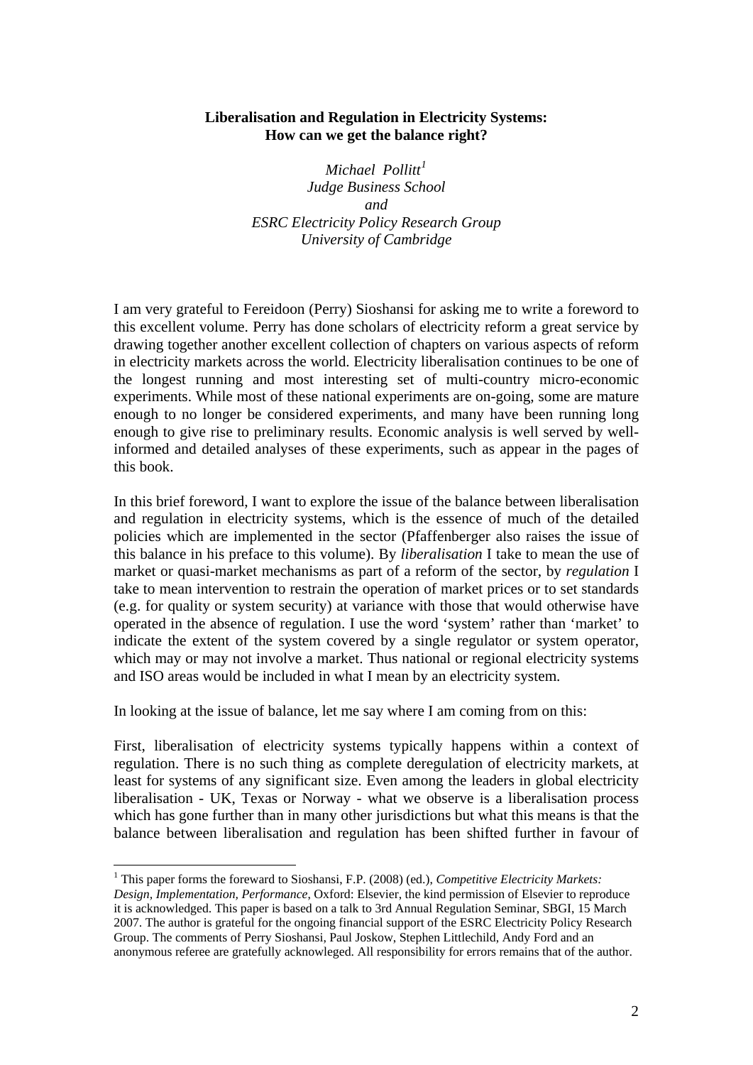**Liberalisation and Regulation in Electricity Systems:**
**How can we get the balance right?**

*Michael Pollitt*[1]
*Judge Business School*
*and*
*ESRC Electricity Policy Research Group*
*University of Cambridge*

I am very grateful to Fereidoon (Perry) Sioshansi for asking me to write a foreword to this excellent volume. Perry has done scholars of electricity reform a great service by drawing together another excellent collection of chapters on various aspects of reform in electricity markets across the world. Electricity liberalisation continues to be one of the longest running and most interesting set of multi-country micro-economic experiments. While most of these national experiments are on-going, some are mature enough to no longer be considered experiments, and many have been running long enough to give rise to preliminary results. Economic analysis is well served by well-informed and detailed analyses of these experiments, such as appear in the pages of this book.

In this brief foreword, I want to explore the issue of the balance between liberalisation and regulation in electricity systems, which is the essence of much of the detailed policies which are implemented in the sector (Pfaffenberger also raises the issue of this balance in his preface to this volume). By *liberalisation* I take to mean the use of market or quasi-market mechanisms as part of a reform of the sector, by *regulation* I take to mean intervention to restrain the operation of market prices or to set standards (e.g. for quality or system security) at variance with those that would otherwise have operated in the absence of regulation. I use the word 'system' rather than 'market' to indicate the extent of the system covered by a single regulator or system operator, which may or may not involve a market. Thus national or regional electricity systems and ISO areas would be included in what I mean by an electricity system.

In looking at the issue of balance, let me say where I am coming from on this:

First, liberalisation of electricity systems typically happens within a context of regulation. There is no such thing as complete deregulation of electricity markets, at least for systems of any significant size. Even among the leaders in global electricity liberalisation - UK, Texas or Norway - what we observe is a liberalisation process which has gone further than in many other jurisdictions but what this means is that the balance between liberalisation and regulation has been shifted further in favour of

---

[1] This paper forms the foreward to Sioshansi, F.P. (2008) (ed.), *Competitive Electricity Markets: Design, Implementation, Performance,* Oxford: Elsevier, the kind permission of Elsevier to reproduce it is acknowledged. This paper is based on a talk to 3rd Annual Regulation Seminar, SBGI, 15 March 2007. The author is grateful for the ongoing financial support of the ESRC Electricity Policy Research Group. The comments of Perry Sioshansi, Paul Joskow, Stephen Littlechild, Andy Ford and an anonymous referee are gratefully acknowleged. All responsibility for errors remains that of the author.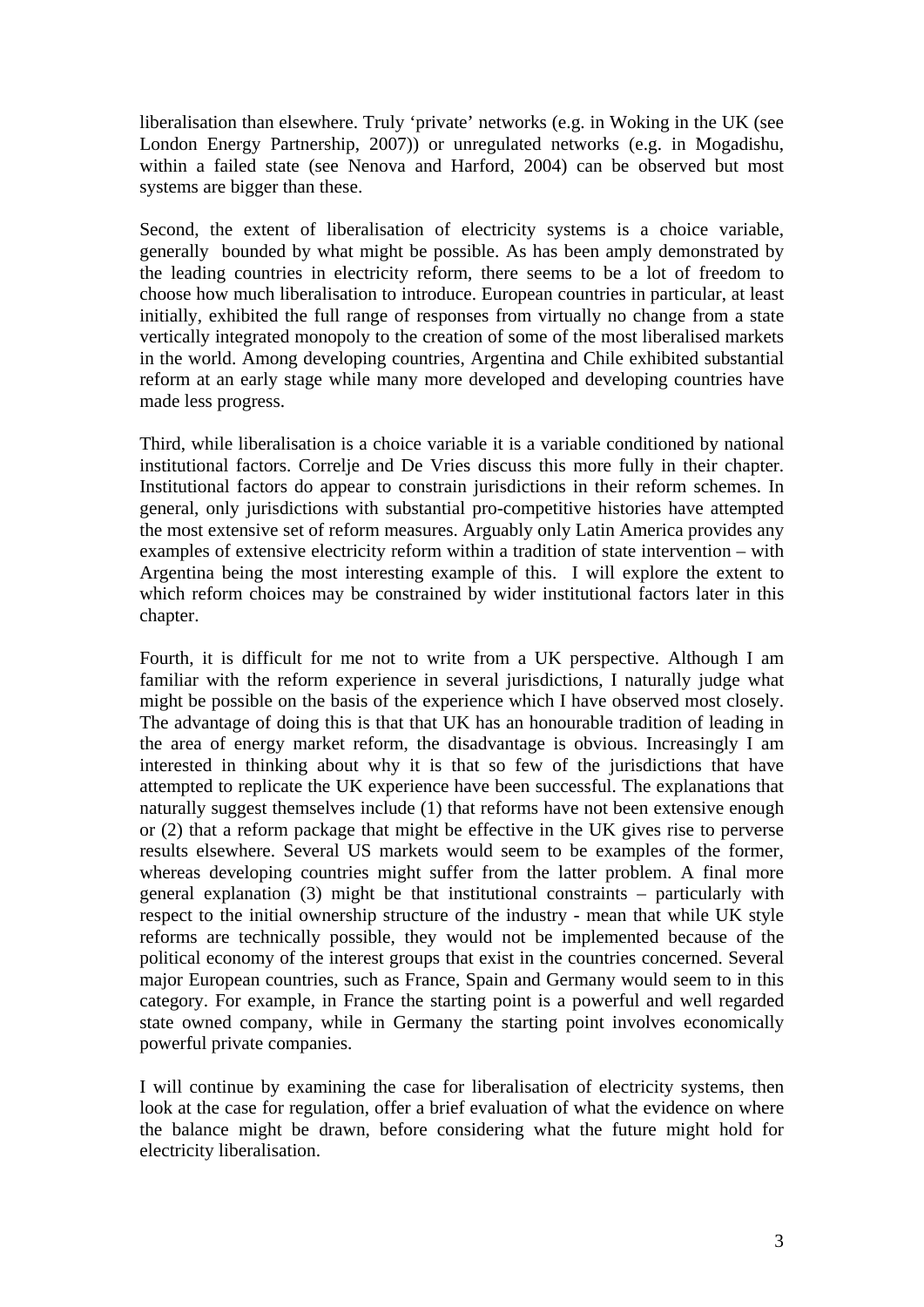liberalisation than elsewhere. Truly 'private' networks (e.g. in Woking in the UK (see London Energy Partnership, 2007)) or unregulated networks (e.g. in Mogadishu, within a failed state (see Nenova and Harford, 2004) can be observed but most systems are bigger than these.

Second, the extent of liberalisation of electricity systems is a choice variable, generally bounded by what might be possible. As has been amply demonstrated by the leading countries in electricity reform, there seems to be a lot of freedom to choose how much liberalisation to introduce. European countries in particular, at least initially, exhibited the full range of responses from virtually no change from a state vertically integrated monopoly to the creation of some of the most liberalised markets in the world. Among developing countries, Argentina and Chile exhibited substantial reform at an early stage while many more developed and developing countries have made less progress.

Third, while liberalisation is a choice variable it is a variable conditioned by national institutional factors. Correlje and De Vries discuss this more fully in their chapter. Institutional factors do appear to constrain jurisdictions in their reform schemes. In general, only jurisdictions with substantial pro-competitive histories have attempted the most extensive set of reform measures. Arguably only Latin America provides any examples of extensive electricity reform within a tradition of state intervention – with Argentina being the most interesting example of this. I will explore the extent to which reform choices may be constrained by wider institutional factors later in this chapter.

Fourth, it is difficult for me not to write from a UK perspective. Although I am familiar with the reform experience in several jurisdictions, I naturally judge what might be possible on the basis of the experience which I have observed most closely. The advantage of doing this is that that UK has an honourable tradition of leading in the area of energy market reform, the disadvantage is obvious. Increasingly I am interested in thinking about why it is that so few of the jurisdictions that have attempted to replicate the UK experience have been successful. The explanations that naturally suggest themselves include (1) that reforms have not been extensive enough or (2) that a reform package that might be effective in the UK gives rise to perverse results elsewhere. Several US markets would seem to be examples of the former, whereas developing countries might suffer from the latter problem. A final more general explanation (3) might be that institutional constraints – particularly with respect to the initial ownership structure of the industry - mean that while UK style reforms are technically possible, they would not be implemented because of the political economy of the interest groups that exist in the countries concerned. Several major European countries, such as France, Spain and Germany would seem to in this category. For example, in France the starting point is a powerful and well regarded state owned company, while in Germany the starting point involves economically powerful private companies.

I will continue by examining the case for liberalisation of electricity systems, then look at the case for regulation, offer a brief evaluation of what the evidence on where the balance might be drawn, before considering what the future might hold for electricity liberalisation.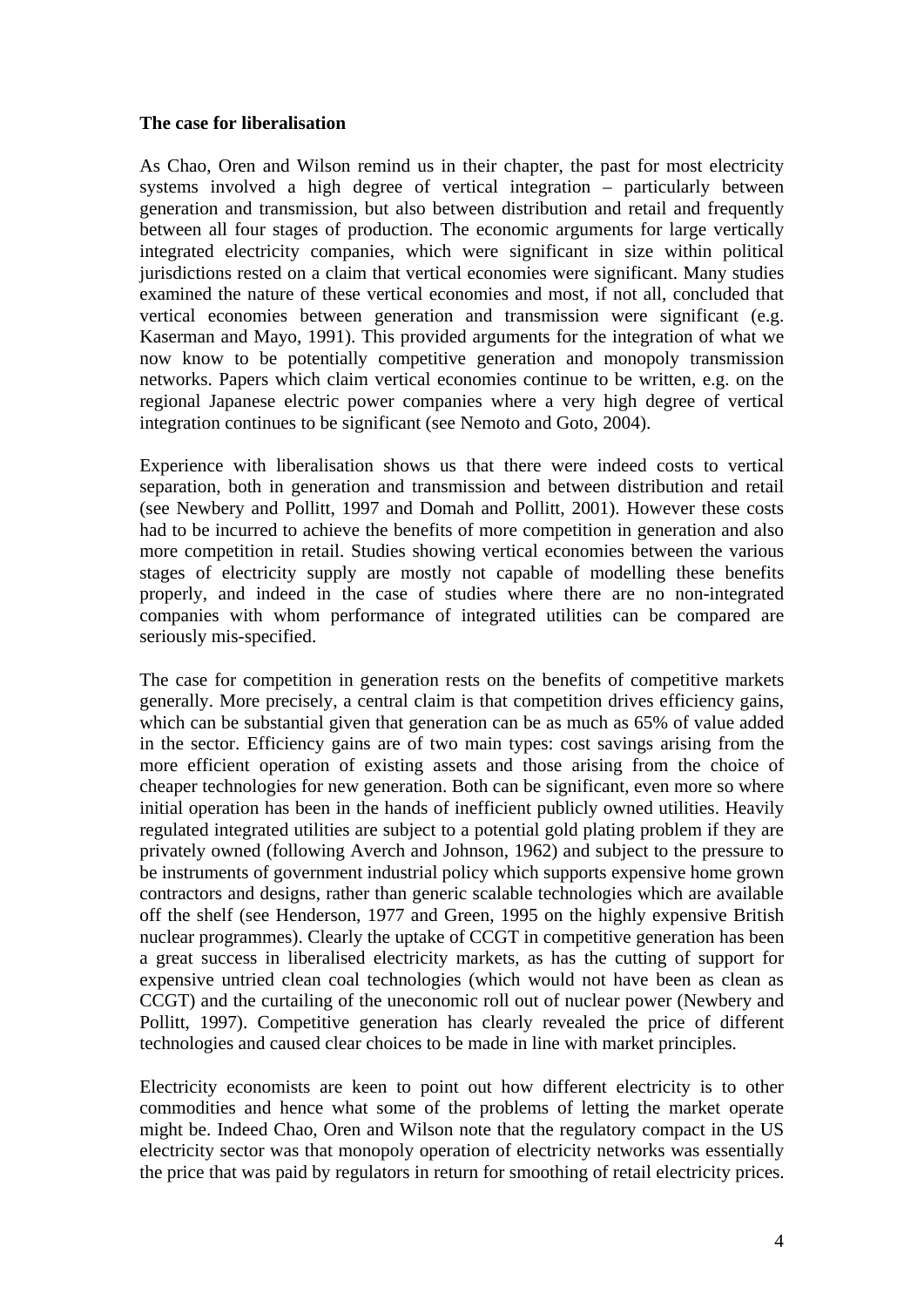**The case for liberalisation**

As Chao, Oren and Wilson remind us in their chapter, the past for most electricity systems involved a high degree of vertical integration – particularly between generation and transmission, but also between distribution and retail and frequently between all four stages of production. The economic arguments for large vertically integrated electricity companies, which were significant in size within political jurisdictions rested on a claim that vertical economies were significant. Many studies examined the nature of these vertical economies and most, if not all, concluded that vertical economies between generation and transmission were significant (e.g. Kaserman and Mayo, 1991). This provided arguments for the integration of what we now know to be potentially competitive generation and monopoly transmission networks. Papers which claim vertical economies continue to be written, e.g. on the regional Japanese electric power companies where a very high degree of vertical integration continues to be significant (see Nemoto and Goto, 2004).

Experience with liberalisation shows us that there were indeed costs to vertical separation, both in generation and transmission and between distribution and retail (see Newbery and Pollitt, 1997 and Domah and Pollitt, 2001). However these costs had to be incurred to achieve the benefits of more competition in generation and also more competition in retail. Studies showing vertical economies between the various stages of electricity supply are mostly not capable of modelling these benefits properly, and indeed in the case of studies where there are no non-integrated companies with whom performance of integrated utilities can be compared are seriously mis-specified.

The case for competition in generation rests on the benefits of competitive markets generally. More precisely, a central claim is that competition drives efficiency gains, which can be substantial given that generation can be as much as 65% of value added in the sector. Efficiency gains are of two main types: cost savings arising from the more efficient operation of existing assets and those arising from the choice of cheaper technologies for new generation. Both can be significant, even more so where initial operation has been in the hands of inefficient publicly owned utilities. Heavily regulated integrated utilities are subject to a potential gold plating problem if they are privately owned (following Averch and Johnson, 1962) and subject to the pressure to be instruments of government industrial policy which supports expensive home grown contractors and designs, rather than generic scalable technologies which are available off the shelf (see Henderson, 1977 and Green, 1995 on the highly expensive British nuclear programmes). Clearly the uptake of CCGT in competitive generation has been a great success in liberalised electricity markets, as has the cutting of support for expensive untried clean coal technologies (which would not have been as clean as CCGT) and the curtailing of the uneconomic roll out of nuclear power (Newbery and Pollitt, 1997). Competitive generation has clearly revealed the price of different technologies and caused clear choices to be made in line with market principles.

Electricity economists are keen to point out how different electricity is to other commodities and hence what some of the problems of letting the market operate might be. Indeed Chao, Oren and Wilson note that the regulatory compact in the US electricity sector was that monopoly operation of electricity networks was essentially the price that was paid by regulators in return for smoothing of retail electricity prices.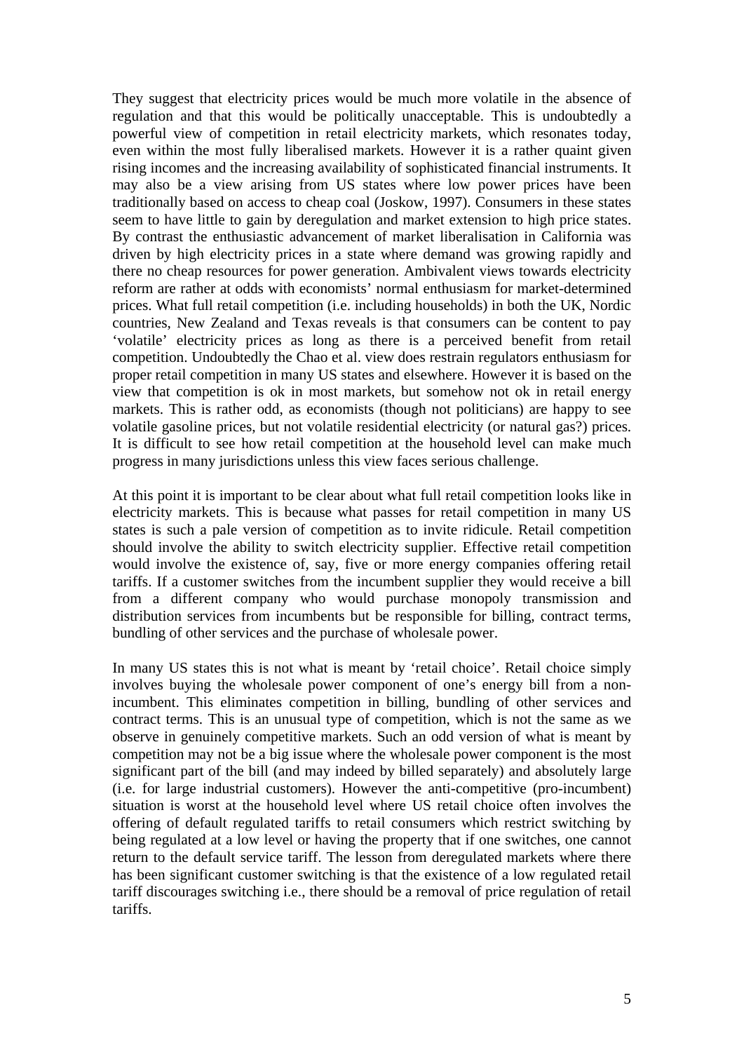They suggest that electricity prices would be much more volatile in the absence of regulation and that this would be politically unacceptable. This is undoubtedly a powerful view of competition in retail electricity markets, which resonates today, even within the most fully liberalised markets. However it is a rather quaint given rising incomes and the increasing availability of sophisticated financial instruments. It may also be a view arising from US states where low power prices have been traditionally based on access to cheap coal (Joskow, 1997). Consumers in these states seem to have little to gain by deregulation and market extension to high price states. By contrast the enthusiastic advancement of market liberalisation in California was driven by high electricity prices in a state where demand was growing rapidly and there no cheap resources for power generation. Ambivalent views towards electricity reform are rather at odds with economists' normal enthusiasm for market-determined prices. What full retail competition (i.e. including households) in both the UK, Nordic countries, New Zealand and Texas reveals is that consumers can be content to pay 'volatile' electricity prices as long as there is a perceived benefit from retail competition. Undoubtedly the Chao et al. view does restrain regulators enthusiasm for proper retail competition in many US states and elsewhere. However it is based on the view that competition is ok in most markets, but somehow not ok in retail energy markets. This is rather odd, as economists (though not politicians) are happy to see volatile gasoline prices, but not volatile residential electricity (or natural gas?) prices. It is difficult to see how retail competition at the household level can make much progress in many jurisdictions unless this view faces serious challenge.

At this point it is important to be clear about what full retail competition looks like in electricity markets. This is because what passes for retail competition in many US states is such a pale version of competition as to invite ridicule. Retail competition should involve the ability to switch electricity supplier. Effective retail competition would involve the existence of, say, five or more energy companies offering retail tariffs. If a customer switches from the incumbent supplier they would receive a bill from a different company who would purchase monopoly transmission and distribution services from incumbents but be responsible for billing, contract terms, bundling of other services and the purchase of wholesale power.

In many US states this is not what is meant by 'retail choice'. Retail choice simply involves buying the wholesale power component of one's energy bill from a non-incumbent. This eliminates competition in billing, bundling of other services and contract terms. This is an unusual type of competition, which is not the same as we observe in genuinely competitive markets. Such an odd version of what is meant by competition may not be a big issue where the wholesale power component is the most significant part of the bill (and may indeed by billed separately) and absolutely large (i.e. for large industrial customers). However the anti-competitive (pro-incumbent) situation is worst at the household level where US retail choice often involves the offering of default regulated tariffs to retail consumers which restrict switching by being regulated at a low level or having the property that if one switches, one cannot return to the default service tariff. The lesson from deregulated markets where there has been significant customer switching is that the existence of a low regulated retail tariff discourages switching i.e., there should be a removal of price regulation of retail tariffs.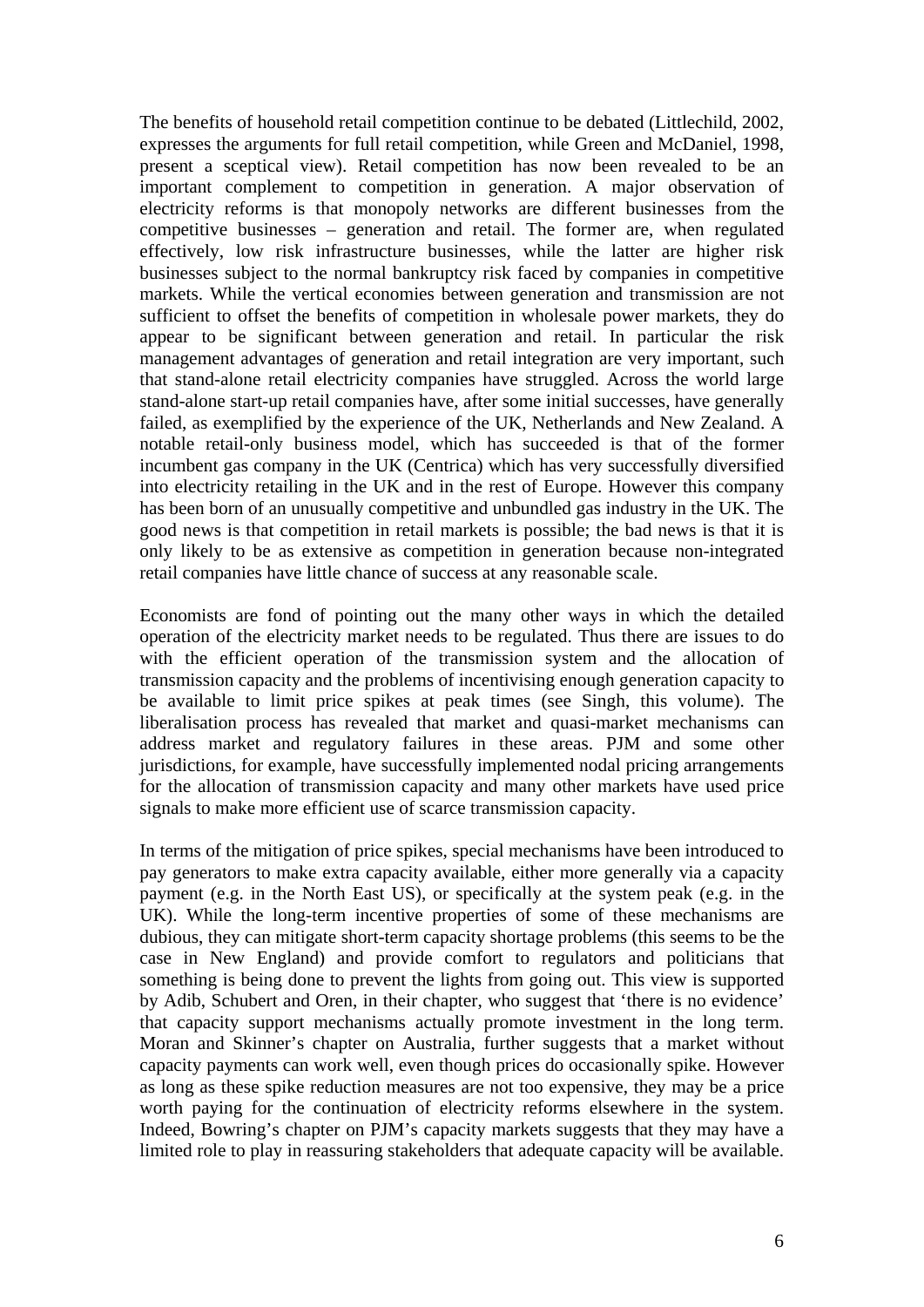The benefits of household retail competition continue to be debated (Littlechild, 2002, expresses the arguments for full retail competition, while Green and McDaniel, 1998, present a sceptical view). Retail competition has now been revealed to be an important complement to competition in generation. A major observation of electricity reforms is that monopoly networks are different businesses from the competitive businesses – generation and retail. The former are, when regulated effectively, low risk infrastructure businesses, while the latter are higher risk businesses subject to the normal bankruptcy risk faced by companies in competitive markets. While the vertical economies between generation and transmission are not sufficient to offset the benefits of competition in wholesale power markets, they do appear to be significant between generation and retail. In particular the risk management advantages of generation and retail integration are very important, such that stand-alone retail electricity companies have struggled. Across the world large stand-alone start-up retail companies have, after some initial successes, have generally failed, as exemplified by the experience of the UK, Netherlands and New Zealand. A notable retail-only business model, which has succeeded is that of the former incumbent gas company in the UK (Centrica) which has very successfully diversified into electricity retailing in the UK and in the rest of Europe. However this company has been born of an unusually competitive and unbundled gas industry in the UK. The good news is that competition in retail markets is possible; the bad news is that it is only likely to be as extensive as competition in generation because non-integrated retail companies have little chance of success at any reasonable scale.

Economists are fond of pointing out the many other ways in which the detailed operation of the electricity market needs to be regulated. Thus there are issues to do with the efficient operation of the transmission system and the allocation of transmission capacity and the problems of incentivising enough generation capacity to be available to limit price spikes at peak times (see Singh, this volume). The liberalisation process has revealed that market and quasi-market mechanisms can address market and regulatory failures in these areas. PJM and some other jurisdictions, for example, have successfully implemented nodal pricing arrangements for the allocation of transmission capacity and many other markets have used price signals to make more efficient use of scarce transmission capacity.

In terms of the mitigation of price spikes, special mechanisms have been introduced to pay generators to make extra capacity available, either more generally via a capacity payment (e.g. in the North East US), or specifically at the system peak (e.g. in the UK). While the long-term incentive properties of some of these mechanisms are dubious, they can mitigate short-term capacity shortage problems (this seems to be the case in New England) and provide comfort to regulators and politicians that something is being done to prevent the lights from going out. This view is supported by Adib, Schubert and Oren, in their chapter, who suggest that 'there is no evidence' that capacity support mechanisms actually promote investment in the long term. Moran and Skinner's chapter on Australia, further suggests that a market without capacity payments can work well, even though prices do occasionally spike. However as long as these spike reduction measures are not too expensive, they may be a price worth paying for the continuation of electricity reforms elsewhere in the system. Indeed, Bowring's chapter on PJM's capacity markets suggests that they may have a limited role to play in reassuring stakeholders that adequate capacity will be available.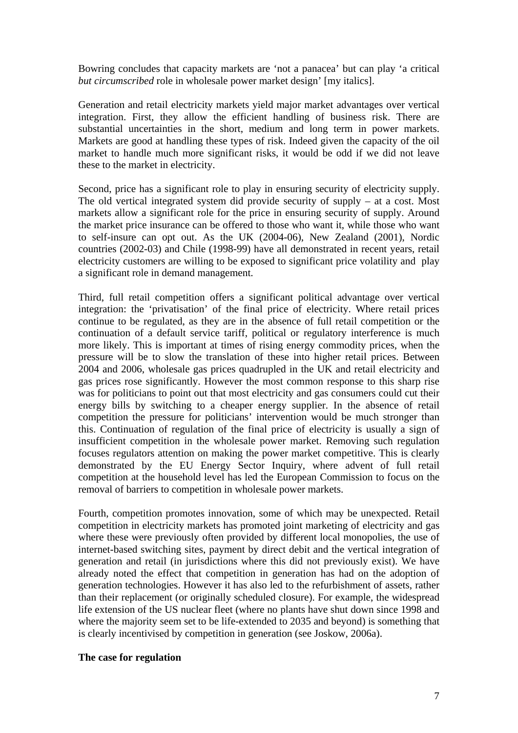Bowring concludes that capacity markets are 'not a panacea' but can play 'a critical *but circumscribed* role in wholesale power market design' [my italics].

Generation and retail electricity markets yield major market advantages over vertical integration. First, they allow the efficient handling of business risk. There are substantial uncertainties in the short, medium and long term in power markets. Markets are good at handling these types of risk. Indeed given the capacity of the oil market to handle much more significant risks, it would be odd if we did not leave these to the market in electricity.

Second, price has a significant role to play in ensuring security of electricity supply. The old vertical integrated system did provide security of supply – at a cost. Most markets allow a significant role for the price in ensuring security of supply. Around the market price insurance can be offered to those who want it, while those who want to self-insure can opt out. As the UK (2004-06), New Zealand (2001), Nordic countries (2002-03) and Chile (1998-99) have all demonstrated in recent years, retail electricity customers are willing to be exposed to significant price volatility and play a significant role in demand management.

Third, full retail competition offers a significant political advantage over vertical integration: the 'privatisation' of the final price of electricity. Where retail prices continue to be regulated, as they are in the absence of full retail competition or the continuation of a default service tariff, political or regulatory interference is much more likely. This is important at times of rising energy commodity prices, when the pressure will be to slow the translation of these into higher retail prices. Between 2004 and 2006, wholesale gas prices quadrupled in the UK and retail electricity and gas prices rose significantly. However the most common response to this sharp rise was for politicians to point out that most electricity and gas consumers could cut their energy bills by switching to a cheaper energy supplier. In the absence of retail competition the pressure for politicians' intervention would be much stronger than this. Continuation of regulation of the final price of electricity is usually a sign of insufficient competition in the wholesale power market. Removing such regulation focuses regulators attention on making the power market competitive. This is clearly demonstrated by the EU Energy Sector Inquiry, where advent of full retail competition at the household level has led the European Commission to focus on the removal of barriers to competition in wholesale power markets.

Fourth, competition promotes innovation, some of which may be unexpected. Retail competition in electricity markets has promoted joint marketing of electricity and gas where these were previously often provided by different local monopolies, the use of internet-based switching sites, payment by direct debit and the vertical integration of generation and retail (in jurisdictions where this did not previously exist). We have already noted the effect that competition in generation has had on the adoption of generation technologies. However it has also led to the refurbishment of assets, rather than their replacement (or originally scheduled closure). For example, the widespread life extension of the US nuclear fleet (where no plants have shut down since 1998 and where the majority seem set to be life-extended to 2035 and beyond) is something that is clearly incentivised by competition in generation (see Joskow, 2006a).

**The case for regulation**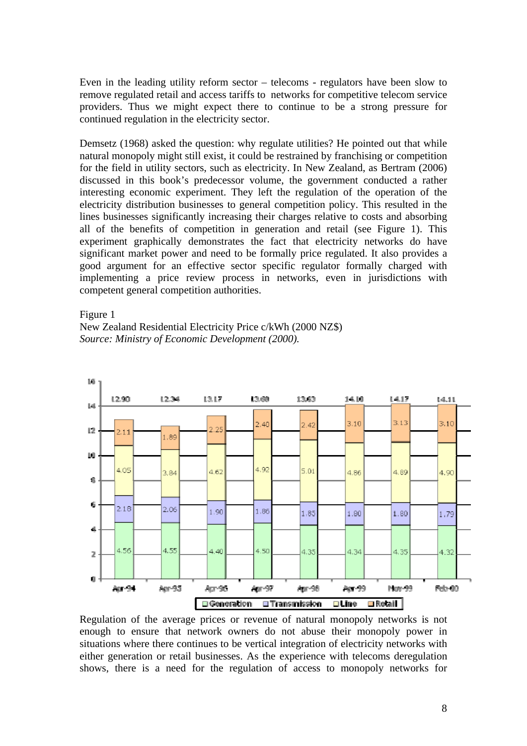Even in the leading utility reform sector – telecoms - regulators have been slow to remove regulated retail and access tariffs to networks for competitive telecom service providers. Thus we might expect there to continue to be a strong pressure for continued regulation in the electricity sector.

Demsetz (1968) asked the question: why regulate utilities? He pointed out that while natural monopoly might still exist, it could be restrained by franchising or competition for the field in utility sectors, such as electricity. In New Zealand, as Bertram (2006) discussed in this book's predecessor volume, the government conducted a rather interesting economic experiment. They left the regulation of the operation of the electricity distribution businesses to general competition policy. This resulted in the lines businesses significantly increasing their charges relative to costs and absorbing all of the benefits of competition in generation and retail (see Figure 1). This experiment graphically demonstrates the fact that electricity networks do have significant market power and need to be formally price regulated. It also provides a good argument for an effective sector specific regulator formally charged with implementing a price review process in networks, even in jurisdictions with competent general competition authorities.

Figure 1
New Zealand Residential Electricity Price c/kWh (2000 NZ$)
*Source: Ministry of Economic Development (2000).*

| | Apr-94 | Apr-95 | Apr-96 | Apr-97 | Apr-98 | Apr-99 | Nov-99 | Feb-00 |
|---|---|---|---|---|---|---|---|---|
| Generation | 4.56 | 4.55 | 4.40 | 4.50 | 4.35 | 4.34 | 4.35 | 4.32 |
| Transmission | 2.18 | 2.06 | 1.90 | 1.86 | 1.85 | 1.80 | 1.80 | 1.79 |
| Line | 4.05 | 3.84 | 4.62 | 4.92 | 5.01 | 4.86 | 4.89 | 4.90 |
| Retail | 2.11 | 1.89 | 2.25 | 2.40 | 2.42 | 3.10 | 3.13 | 3.10 |
| Total | 12.90 | 12.34 | 13.17 | 13.68 | 13.63 | 14.10 | 14.17 | 14.11 |

Regulation of the average prices or revenue of natural monopoly networks is not enough to ensure that network owners do not abuse their monopoly power in situations where there continues to be vertical integration of electricity networks with either generation or retail businesses. As the experience with telecoms deregulation shows, there is a need for the regulation of access to monopoly networks for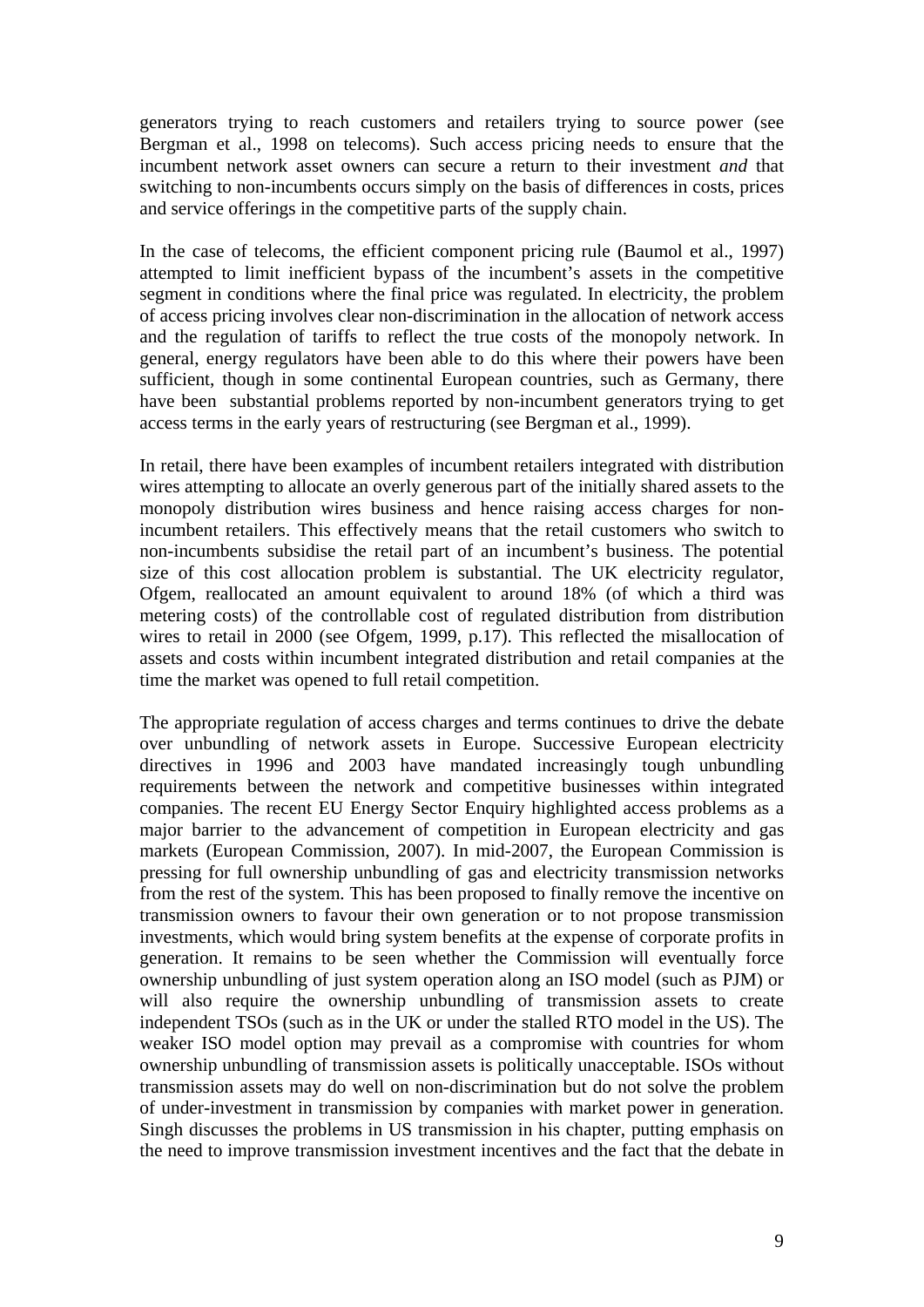generators trying to reach customers and retailers trying to source power (see Bergman et al., 1998 on telecoms). Such access pricing needs to ensure that the incumbent network asset owners can secure a return to their investment *and* that switching to non-incumbents occurs simply on the basis of differences in costs, prices and service offerings in the competitive parts of the supply chain.

In the case of telecoms, the efficient component pricing rule (Baumol et al., 1997) attempted to limit inefficient bypass of the incumbent's assets in the competitive segment in conditions where the final price was regulated. In electricity, the problem of access pricing involves clear non-discrimination in the allocation of network access and the regulation of tariffs to reflect the true costs of the monopoly network. In general, energy regulators have been able to do this where their powers have been sufficient, though in some continental European countries, such as Germany, there have been substantial problems reported by non-incumbent generators trying to get access terms in the early years of restructuring (see Bergman et al., 1999).

In retail, there have been examples of incumbent retailers integrated with distribution wires attempting to allocate an overly generous part of the initially shared assets to the monopoly distribution wires business and hence raising access charges for non-incumbent retailers. This effectively means that the retail customers who switch to non-incumbents subsidise the retail part of an incumbent's business. The potential size of this cost allocation problem is substantial. The UK electricity regulator, Ofgem, reallocated an amount equivalent to around 18% (of which a third was metering costs) of the controllable cost of regulated distribution from distribution wires to retail in 2000 (see Ofgem, 1999, p.17). This reflected the misallocation of assets and costs within incumbent integrated distribution and retail companies at the time the market was opened to full retail competition.

The appropriate regulation of access charges and terms continues to drive the debate over unbundling of network assets in Europe. Successive European electricity directives in 1996 and 2003 have mandated increasingly tough unbundling requirements between the network and competitive businesses within integrated companies. The recent EU Energy Sector Enquiry highlighted access problems as a major barrier to the advancement of competition in European electricity and gas markets (European Commission, 2007). In mid-2007, the European Commission is pressing for full ownership unbundling of gas and electricity transmission networks from the rest of the system. This has been proposed to finally remove the incentive on transmission owners to favour their own generation or to not propose transmission investments, which would bring system benefits at the expense of corporate profits in generation. It remains to be seen whether the Commission will eventually force ownership unbundling of just system operation along an ISO model (such as PJM) or will also require the ownership unbundling of transmission assets to create independent TSOs (such as in the UK or under the stalled RTO model in the US). The weaker ISO model option may prevail as a compromise with countries for whom ownership unbundling of transmission assets is politically unacceptable. ISOs without transmission assets may do well on non-discrimination but do not solve the problem of under-investment in transmission by companies with market power in generation. Singh discusses the problems in US transmission in his chapter, putting emphasis on the need to improve transmission investment incentives and the fact that the debate in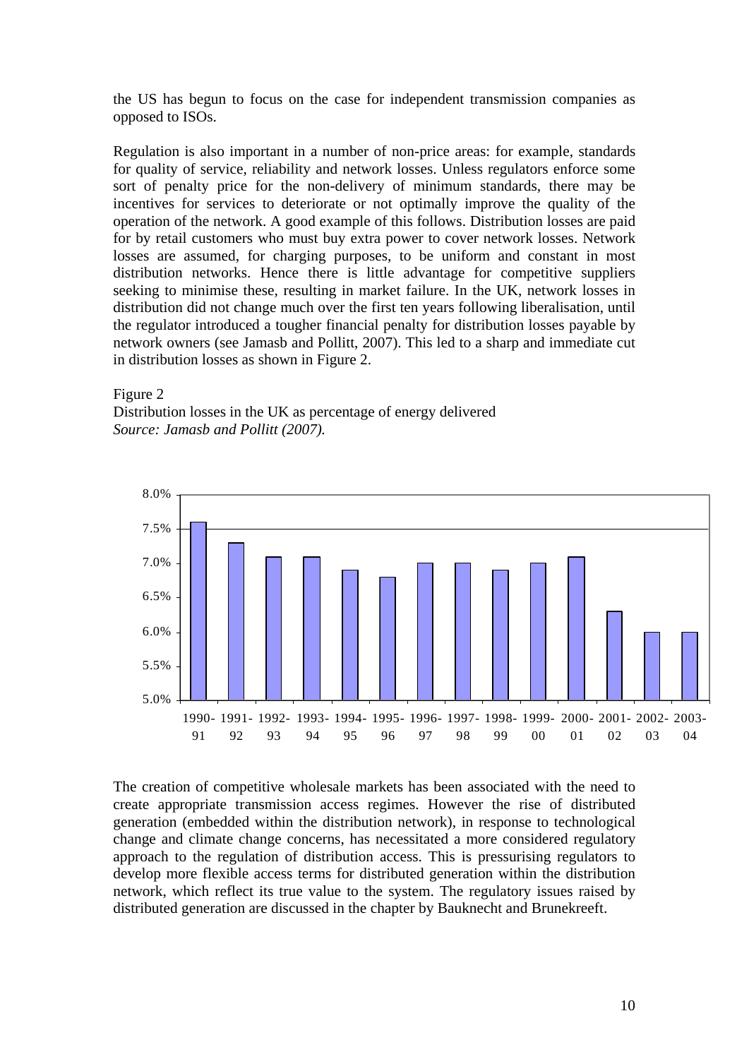the US has begun to focus on the case for independent transmission companies as opposed to ISOs.

Regulation is also important in a number of non-price areas: for example, standards for quality of service, reliability and network losses. Unless regulators enforce some sort of penalty price for the non-delivery of minimum standards, there may be incentives for services to deteriorate or not optimally improve the quality of the operation of the network. A good example of this follows. Distribution losses are paid for by retail customers who must buy extra power to cover network losses. Network losses are assumed, for charging purposes, to be uniform and constant in most distribution networks. Hence there is little advantage for competitive suppliers seeking to minimise these, resulting in market failure. In the UK, network losses in distribution did not change much over the first ten years following liberalisation, until the regulator introduced a tougher financial penalty for distribution losses payable by network owners (see Jamasb and Pollitt, 2007). This led to a sharp and immediate cut in distribution losses as shown in Figure 2.

Figure 2
Distribution losses in the UK as percentage of energy delivered
*Source: Jamasb and Pollitt (2007).*

8.0%
7.5%
7.0%
6.5%
6.0%
5.5%
5.0%

1990-91
1991-92
1992-93
1993-94
1994-95
1995-96
1996-97
1997-98
1998-99
1999-00
2000-01
2001-02
2002-03
2003-04

The creation of competitive wholesale markets has been associated with the need to create appropriate transmission access regimes. However the rise of distributed generation (embedded within the distribution network), in response to technological change and climate change concerns, has necessitated a more considered regulatory approach to the regulation of distribution access. This is pressurising regulators to develop more flexible access terms for distributed generation within the distribution network, which reflect its true value to the system. The regulatory issues raised by distributed generation are discussed in the chapter by Bauknecht and Brunekreeft.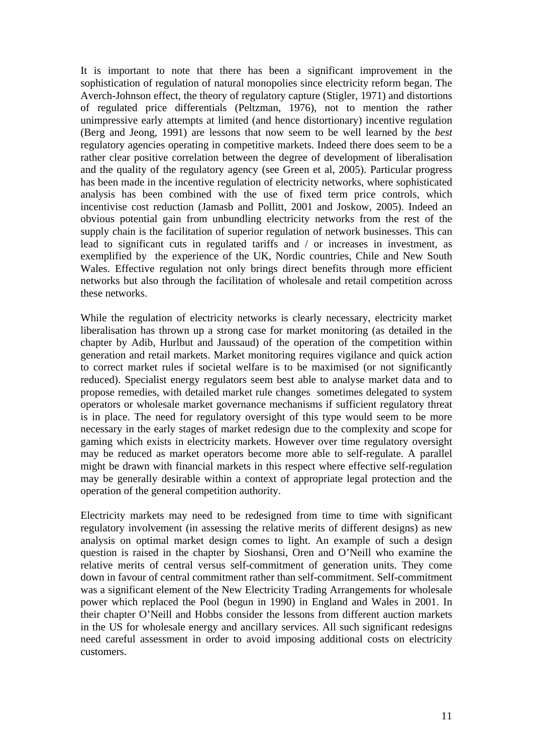It is important to note that there has been a significant improvement in the sophistication of regulation of natural monopolies since electricity reform began. The Averch-Johnson effect, the theory of regulatory capture (Stigler, 1971) and distortions of regulated price differentials (Peltzman, 1976), not to mention the rather unimpressive early attempts at limited (and hence distortionary) incentive regulation (Berg and Jeong, 1991) are lessons that now seem to be well learned by the *best* regulatory agencies operating in competitive markets. Indeed there does seem to be a rather clear positive correlation between the degree of development of liberalisation and the quality of the regulatory agency (see Green et al, 2005). Particular progress has been made in the incentive regulation of electricity networks, where sophisticated analysis has been combined with the use of fixed term price controls, which incentivise cost reduction (Jamasb and Pollitt, 2001 and Joskow, 2005). Indeed an obvious potential gain from unbundling electricity networks from the rest of the supply chain is the facilitation of superior regulation of network businesses. This can lead to significant cuts in regulated tariffs and / or increases in investment, as exemplified by the experience of the UK, Nordic countries, Chile and New South Wales. Effective regulation not only brings direct benefits through more efficient networks but also through the facilitation of wholesale and retail competition across these networks.

While the regulation of electricity networks is clearly necessary, electricity market liberalisation has thrown up a strong case for market monitoring (as detailed in the chapter by Adib, Hurlbut and Jaussaud) of the operation of the competition within generation and retail markets. Market monitoring requires vigilance and quick action to correct market rules if societal welfare is to be maximised (or not significantly reduced). Specialist energy regulators seem best able to analyse market data and to propose remedies, with detailed market rule changes sometimes delegated to system operators or wholesale market governance mechanisms if sufficient regulatory threat is in place. The need for regulatory oversight of this type would seem to be more necessary in the early stages of market redesign due to the complexity and scope for gaming which exists in electricity markets. However over time regulatory oversight may be reduced as market operators become more able to self-regulate. A parallel might be drawn with financial markets in this respect where effective self-regulation may be generally desirable within a context of appropriate legal protection and the operation of the general competition authority.

Electricity markets may need to be redesigned from time to time with significant regulatory involvement (in assessing the relative merits of different designs) as new analysis on optimal market design comes to light. An example of such a design question is raised in the chapter by Sioshansi, Oren and O'Neill who examine the relative merits of central versus self-commitment of generation units. They come down in favour of central commitment rather than self-commitment. Self-commitment was a significant element of the New Electricity Trading Arrangements for wholesale power which replaced the Pool (begun in 1990) in England and Wales in 2001. In their chapter O'Neill and Hobbs consider the lessons from different auction markets in the US for wholesale energy and ancillary services. All such significant redesigns need careful assessment in order to avoid imposing additional costs on electricity customers.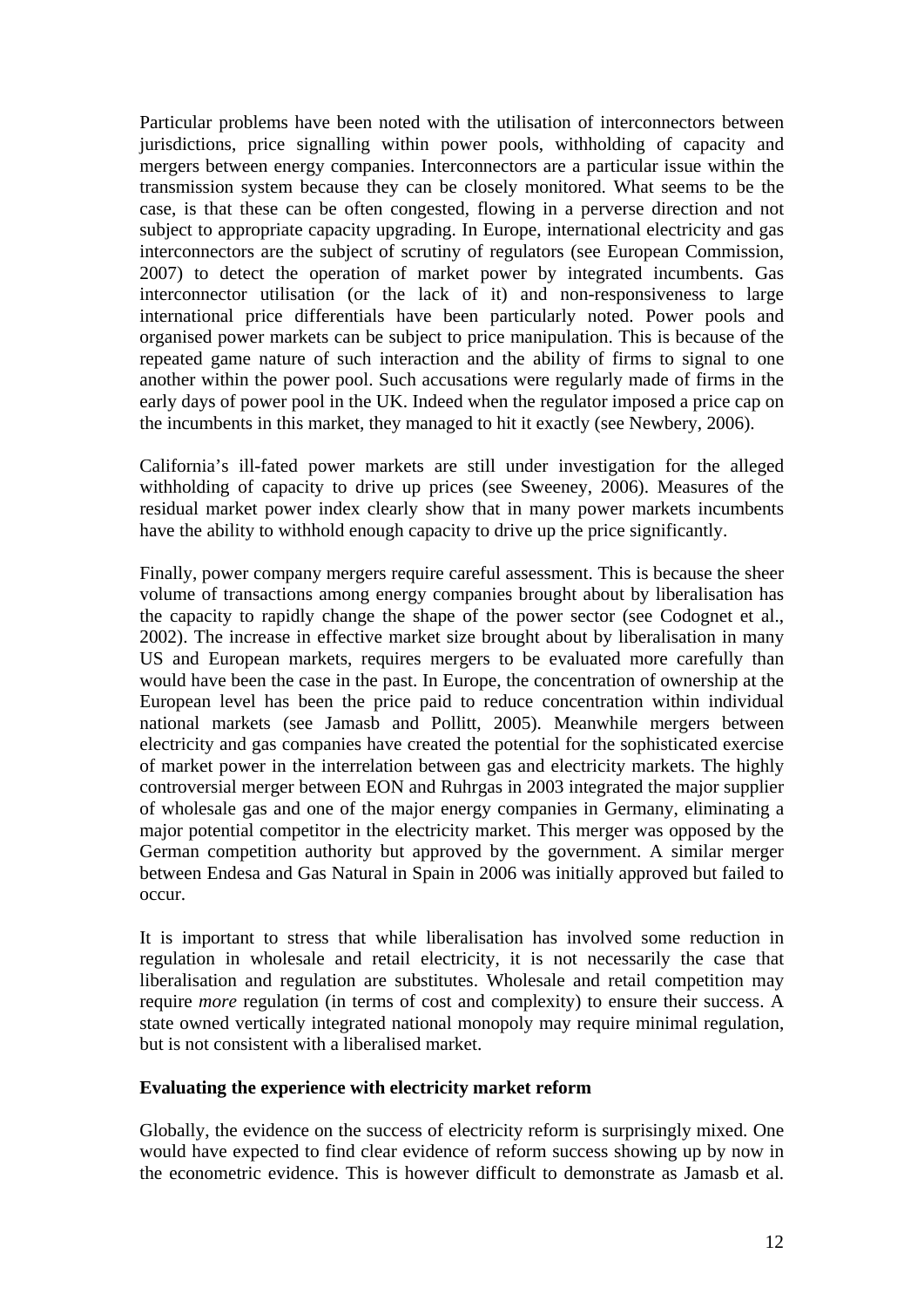Particular problems have been noted with the utilisation of interconnectors between jurisdictions, price signalling within power pools, withholding of capacity and mergers between energy companies. Interconnectors are a particular issue within the transmission system because they can be closely monitored. What seems to be the case, is that these can be often congested, flowing in a perverse direction and not subject to appropriate capacity upgrading. In Europe, international electricity and gas interconnectors are the subject of scrutiny of regulators (see European Commission, 2007) to detect the operation of market power by integrated incumbents. Gas interconnector utilisation (or the lack of it) and non-responsiveness to large international price differentials have been particularly noted. Power pools and organised power markets can be subject to price manipulation. This is because of the repeated game nature of such interaction and the ability of firms to signal to one another within the power pool. Such accusations were regularly made of firms in the early days of power pool in the UK. Indeed when the regulator imposed a price cap on the incumbents in this market, they managed to hit it exactly (see Newbery, 2006).

California's ill-fated power markets are still under investigation for the alleged withholding of capacity to drive up prices (see Sweeney, 2006). Measures of the residual market power index clearly show that in many power markets incumbents have the ability to withhold enough capacity to drive up the price significantly.

Finally, power company mergers require careful assessment. This is because the sheer volume of transactions among energy companies brought about by liberalisation has the capacity to rapidly change the shape of the power sector (see Codognet et al., 2002). The increase in effective market size brought about by liberalisation in many US and European markets, requires mergers to be evaluated more carefully than would have been the case in the past. In Europe, the concentration of ownership at the European level has been the price paid to reduce concentration within individual national markets (see Jamasb and Pollitt, 2005). Meanwhile mergers between electricity and gas companies have created the potential for the sophisticated exercise of market power in the interrelation between gas and electricity markets. The highly controversial merger between EON and Ruhrgas in 2003 integrated the major supplier of wholesale gas and one of the major energy companies in Germany, eliminating a major potential competitor in the electricity market. This merger was opposed by the German competition authority but approved by the government. A similar merger between Endesa and Gas Natural in Spain in 2006 was initially approved but failed to occur.

It is important to stress that while liberalisation has involved some reduction in regulation in wholesale and retail electricity, it is not necessarily the case that liberalisation and regulation are substitutes. Wholesale and retail competition may require *more* regulation (in terms of cost and complexity) to ensure their success. A state owned vertically integrated national monopoly may require minimal regulation, but is not consistent with a liberalised market.

**Evaluating the experience with electricity market reform**

Globally, the evidence on the success of electricity reform is surprisingly mixed. One would have expected to find clear evidence of reform success showing up by now in the econometric evidence. This is however difficult to demonstrate as Jamasb et al.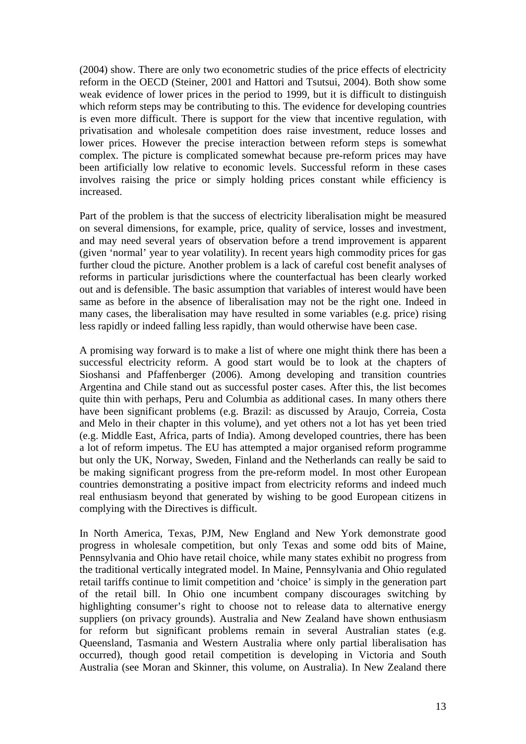(2004) show. There are only two econometric studies of the price effects of electricity reform in the OECD (Steiner, 2001 and Hattori and Tsutsui, 2004). Both show some weak evidence of lower prices in the period to 1999, but it is difficult to distinguish which reform steps may be contributing to this. The evidence for developing countries is even more difficult. There is support for the view that incentive regulation, with privatisation and wholesale competition does raise investment, reduce losses and lower prices. However the precise interaction between reform steps is somewhat complex. The picture is complicated somewhat because pre-reform prices may have been artificially low relative to economic levels. Successful reform in these cases involves raising the price or simply holding prices constant while efficiency is increased.

Part of the problem is that the success of electricity liberalisation might be measured on several dimensions, for example, price, quality of service, losses and investment, and may need several years of observation before a trend improvement is apparent (given 'normal' year to year volatility). In recent years high commodity prices for gas further cloud the picture. Another problem is a lack of careful cost benefit analyses of reforms in particular jurisdictions where the counterfactual has been clearly worked out and is defensible. The basic assumption that variables of interest would have been same as before in the absence of liberalisation may not be the right one. Indeed in many cases, the liberalisation may have resulted in some variables (e.g. price) rising less rapidly or indeed falling less rapidly, than would otherwise have been case.

A promising way forward is to make a list of where one might think there has been a successful electricity reform. A good start would be to look at the chapters of Sioshansi and Pfaffenberger (2006). Among developing and transition countries Argentina and Chile stand out as successful poster cases. After this, the list becomes quite thin with perhaps, Peru and Columbia as additional cases. In many others there have been significant problems (e.g. Brazil: as discussed by Araujo, Correia, Costa and Melo in their chapter in this volume), and yet others not a lot has yet been tried (e.g. Middle East, Africa, parts of India). Among developed countries, there has been a lot of reform impetus. The EU has attempted a major organised reform programme but only the UK, Norway, Sweden, Finland and the Netherlands can really be said to be making significant progress from the pre-reform model. In most other European countries demonstrating a positive impact from electricity reforms and indeed much real enthusiasm beyond that generated by wishing to be good European citizens in complying with the Directives is difficult.

In North America, Texas, PJM, New England and New York demonstrate good progress in wholesale competition, but only Texas and some odd bits of Maine, Pennsylvania and Ohio have retail choice, while many states exhibit no progress from the traditional vertically integrated model. In Maine, Pennsylvania and Ohio regulated retail tariffs continue to limit competition and 'choice' is simply in the generation part of the retail bill. In Ohio one incumbent company discourages switching by highlighting consumer's right to choose not to release data to alternative energy suppliers (on privacy grounds). Australia and New Zealand have shown enthusiasm for reform but significant problems remain in several Australian states (e.g. Queensland, Tasmania and Western Australia where only partial liberalisation has occurred), though good retail competition is developing in Victoria and South Australia (see Moran and Skinner, this volume, on Australia). In New Zealand there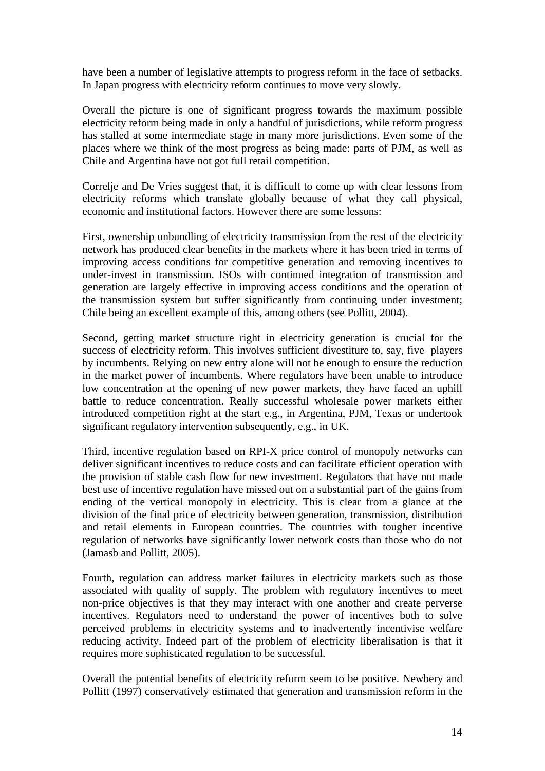have been a number of legislative attempts to progress reform in the face of setbacks. In Japan progress with electricity reform continues to move very slowly.

Overall the picture is one of significant progress towards the maximum possible electricity reform being made in only a handful of jurisdictions, while reform progress has stalled at some intermediate stage in many more jurisdictions. Even some of the places where we think of the most progress as being made: parts of PJM, as well as Chile and Argentina have not got full retail competition.

Correlje and De Vries suggest that, it is difficult to come up with clear lessons from electricity reforms which translate globally because of what they call physical, economic and institutional factors. However there are some lessons:

First, ownership unbundling of electricity transmission from the rest of the electricity network has produced clear benefits in the markets where it has been tried in terms of improving access conditions for competitive generation and removing incentives to under-invest in transmission. ISOs with continued integration of transmission and generation are largely effective in improving access conditions and the operation of the transmission system but suffer significantly from continuing under investment; Chile being an excellent example of this, among others (see Pollitt, 2004).

Second, getting market structure right in electricity generation is crucial for the success of electricity reform. This involves sufficient divestiture to, say, five players by incumbents. Relying on new entry alone will not be enough to ensure the reduction in the market power of incumbents. Where regulators have been unable to introduce low concentration at the opening of new power markets, they have faced an uphill battle to reduce concentration. Really successful wholesale power markets either introduced competition right at the start e.g., in Argentina, PJM, Texas or undertook significant regulatory intervention subsequently, e.g., in UK.

Third, incentive regulation based on RPI-X price control of monopoly networks can deliver significant incentives to reduce costs and can facilitate efficient operation with the provision of stable cash flow for new investment. Regulators that have not made best use of incentive regulation have missed out on a substantial part of the gains from ending of the vertical monopoly in electricity. This is clear from a glance at the division of the final price of electricity between generation, transmission, distribution and retail elements in European countries. The countries with tougher incentive regulation of networks have significantly lower network costs than those who do not (Jamasb and Pollitt, 2005).

Fourth, regulation can address market failures in electricity markets such as those associated with quality of supply. The problem with regulatory incentives to meet non-price objectives is that they may interact with one another and create perverse incentives. Regulators need to understand the power of incentives both to solve perceived problems in electricity systems and to inadvertently incentivise welfare reducing activity. Indeed part of the problem of electricity liberalisation is that it requires more sophisticated regulation to be successful.

Overall the potential benefits of electricity reform seem to be positive. Newbery and Pollitt (1997) conservatively estimated that generation and transmission reform in the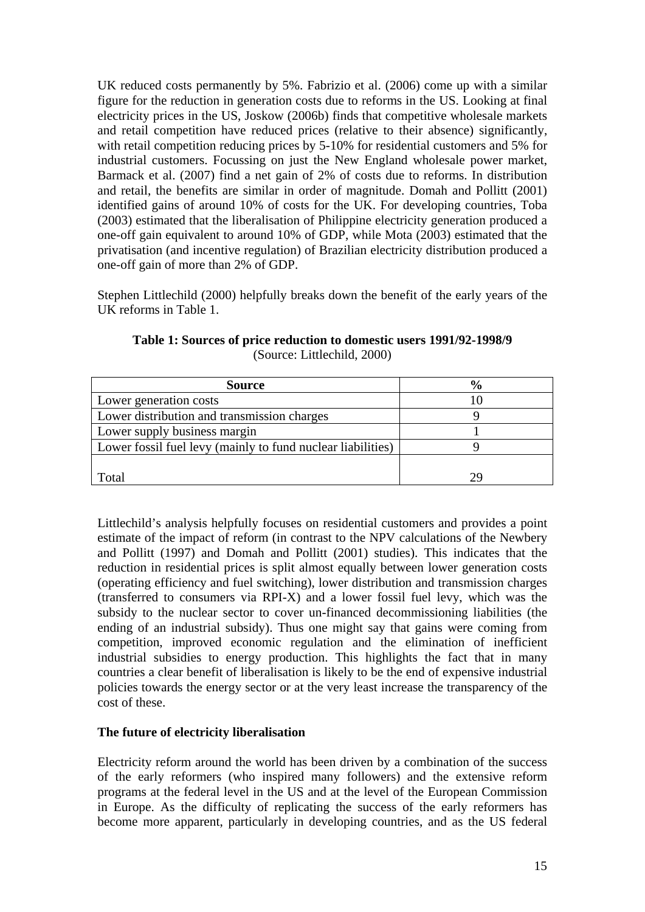UK reduced costs permanently by 5%. Fabrizio et al. (2006) come up with a similar figure for the reduction in generation costs due to reforms in the US. Looking at final electricity prices in the US, Joskow (2006b) finds that competitive wholesale markets and retail competition have reduced prices (relative to their absence) significantly, with retail competition reducing prices by 5-10% for residential customers and 5% for industrial customers. Focussing on just the New England wholesale power market, Barmack et al. (2007) find a net gain of 2% of costs due to reforms. In distribution and retail, the benefits are similar in order of magnitude. Domah and Pollitt (2001) identified gains of around 10% of costs for the UK. For developing countries, Toba (2003) estimated that the liberalisation of Philippine electricity generation produced a one-off gain equivalent to around 10% of GDP, while Mota (2003) estimated that the privatisation (and incentive regulation) of Brazilian electricity distribution produced a one-off gain of more than 2% of GDP.

Stephen Littlechild (2000) helpfully breaks down the benefit of the early years of the UK reforms in Table 1.

**Table 1: Sources of price reduction to domestic users 1991/92-1998/9**
(Source: Littlechild, 2000)

| Source | % |
|---|---|
| Lower generation costs | 10 |
| Lower distribution and transmission charges | 9 |
| Lower supply business margin | 1 |
| Lower fossil fuel levy (mainly to fund nuclear liabilities) | 9 |
| Total | 29 |

Littlechild's analysis helpfully focuses on residential customers and provides a point estimate of the impact of reform (in contrast to the NPV calculations of the Newbery and Pollitt (1997) and Domah and Pollitt (2001) studies). This indicates that the reduction in residential prices is split almost equally between lower generation costs (operating efficiency and fuel switching), lower distribution and transmission charges (transferred to consumers via RPI-X) and a lower fossil fuel levy, which was the subsidy to the nuclear sector to cover un-financed decommissioning liabilities (the ending of an industrial subsidy). Thus one might say that gains were coming from competition, improved economic regulation and the elimination of inefficient industrial subsidies to energy production. This highlights the fact that in many countries a clear benefit of liberalisation is likely to be the end of expensive industrial policies towards the energy sector or at the very least increase the transparency of the cost of these.

**The future of electricity liberalisation**

Electricity reform around the world has been driven by a combination of the success of the early reformers (who inspired many followers) and the extensive reform programs at the federal level in the US and at the level of the European Commission in Europe. As the difficulty of replicating the success of the early reformers has become more apparent, particularly in developing countries, and as the US federal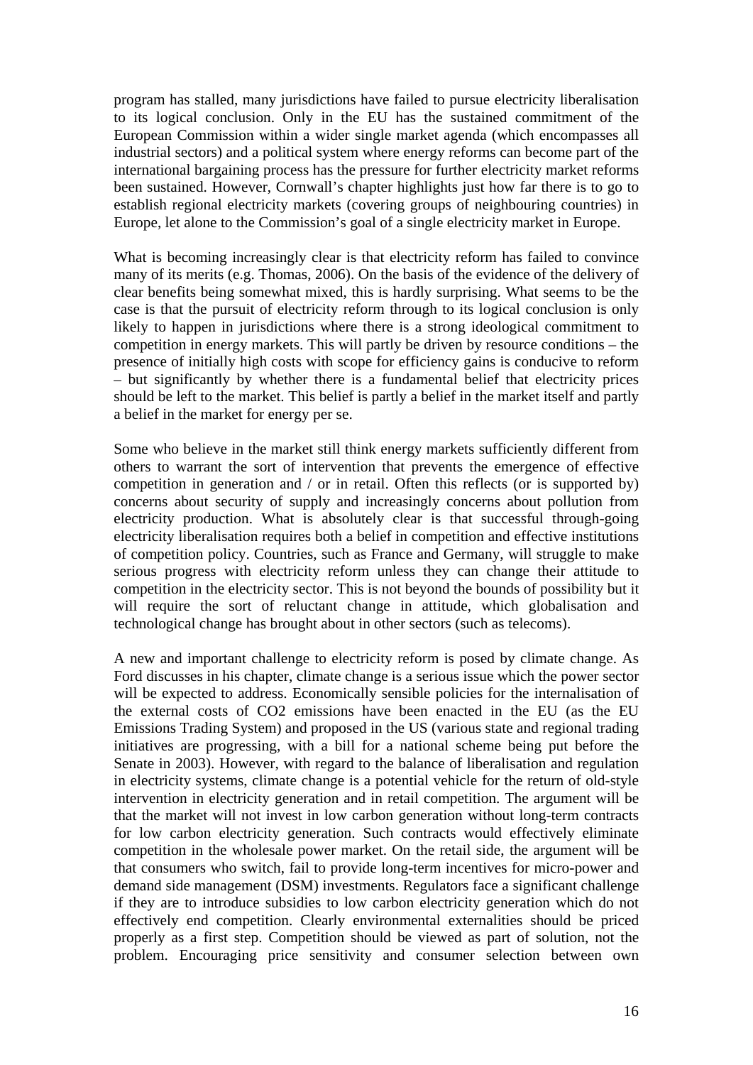program has stalled, many jurisdictions have failed to pursue electricity liberalisation to its logical conclusion. Only in the EU has the sustained commitment of the European Commission within a wider single market agenda (which encompasses all industrial sectors) and a political system where energy reforms can become part of the international bargaining process has the pressure for further electricity market reforms been sustained. However, Cornwall's chapter highlights just how far there is to go to establish regional electricity markets (covering groups of neighbouring countries) in Europe, let alone to the Commission's goal of a single electricity market in Europe.

What is becoming increasingly clear is that electricity reform has failed to convince many of its merits (e.g. Thomas, 2006). On the basis of the evidence of the delivery of clear benefits being somewhat mixed, this is hardly surprising. What seems to be the case is that the pursuit of electricity reform through to its logical conclusion is only likely to happen in jurisdictions where there is a strong ideological commitment to competition in energy markets. This will partly be driven by resource conditions – the presence of initially high costs with scope for efficiency gains is conducive to reform – but significantly by whether there is a fundamental belief that electricity prices should be left to the market. This belief is partly a belief in the market itself and partly a belief in the market for energy per se.

Some who believe in the market still think energy markets sufficiently different from others to warrant the sort of intervention that prevents the emergence of effective competition in generation and / or in retail. Often this reflects (or is supported by) concerns about security of supply and increasingly concerns about pollution from electricity production. What is absolutely clear is that successful through-going electricity liberalisation requires both a belief in competition and effective institutions of competition policy. Countries, such as France and Germany, will struggle to make serious progress with electricity reform unless they can change their attitude to competition in the electricity sector. This is not beyond the bounds of possibility but it will require the sort of reluctant change in attitude, which globalisation and technological change has brought about in other sectors (such as telecoms).

A new and important challenge to electricity reform is posed by climate change. As Ford discusses in his chapter, climate change is a serious issue which the power sector will be expected to address. Economically sensible policies for the internalisation of the external costs of $CO_2$ emissions have been enacted in the EU (as the EU Emissions Trading System) and proposed in the US (various state and regional trading initiatives are progressing, with a bill for a national scheme being put before the Senate in 2003). However, with regard to the balance of liberalisation and regulation in electricity systems, climate change is a potential vehicle for the return of old-style intervention in electricity generation and in retail competition. The argument will be that the market will not invest in low carbon generation without long-term contracts for low carbon electricity generation. Such contracts would effectively eliminate competition in the wholesale power market. On the retail side, the argument will be that consumers who switch, fail to provide long-term incentives for micro-power and demand side management (DSM) investments. Regulators face a significant challenge if they are to introduce subsidies to low carbon electricity generation which do not effectively end competition. Clearly environmental externalities should be priced properly as a first step. Competition should be viewed as part of solution, not the problem. Encouraging price sensitivity and consumer selection between own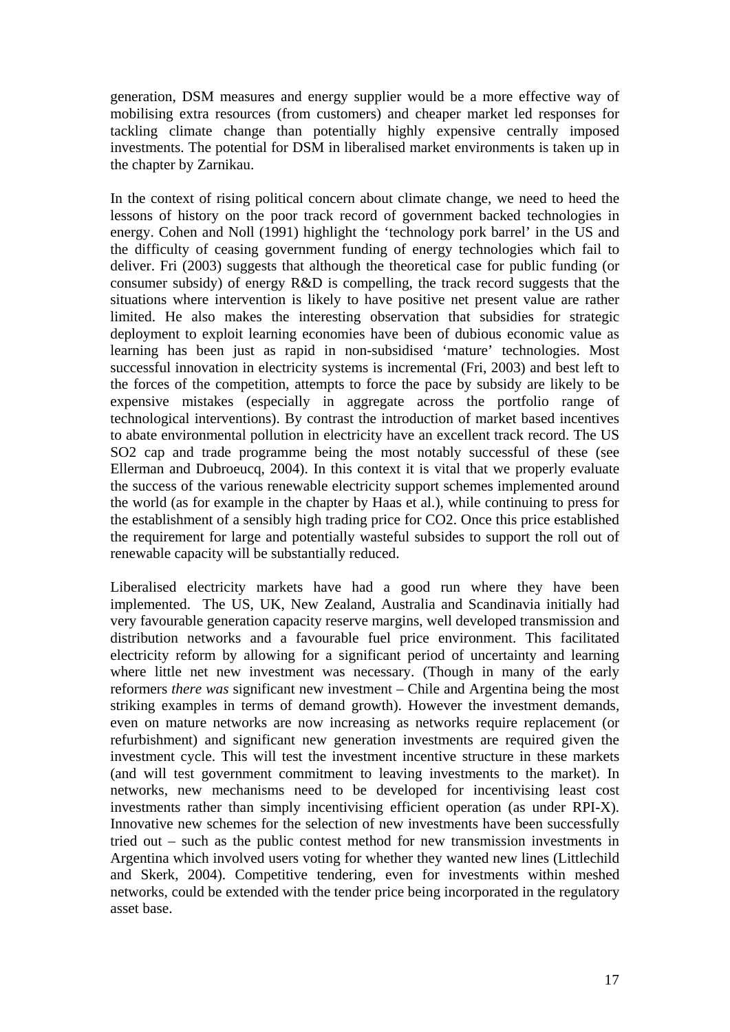generation, DSM measures and energy supplier would be a more effective way of mobilising extra resources (from customers) and cheaper market led responses for tackling climate change than potentially highly expensive centrally imposed investments. The potential for DSM in liberalised market environments is taken up in the chapter by Zarnikau.

In the context of rising political concern about climate change, we need to heed the lessons of history on the poor track record of government backed technologies in energy. Cohen and Noll (1991) highlight the 'technology pork barrel' in the US and the difficulty of ceasing government funding of energy technologies which fail to deliver. Fri (2003) suggests that although the theoretical case for public funding (or consumer subsidy) of energy R&D is compelling, the track record suggests that the situations where intervention is likely to have positive net present value are rather limited. He also makes the interesting observation that subsidies for strategic deployment to exploit learning economies have been of dubious economic value as learning has been just as rapid in non-subsidised 'mature' technologies. Most successful innovation in electricity systems is incremental (Fri, 2003) and best left to the forces of the competition, attempts to force the pace by subsidy are likely to be expensive mistakes (especially in aggregate across the portfolio range of technological interventions). By contrast the introduction of market based incentives to abate environmental pollution in electricity have an excellent track record. The US $SO_2$ cap and trade programme being the most notably successful of these (see Ellerman and Dubroeucq, 2004). In this context it is vital that we properly evaluate the success of the various renewable electricity support schemes implemented around the world (as for example in the chapter by Haas et al.), while continuing to press for the establishment of a sensibly high trading price for $CO_2$. Once this price established the requirement for large and potentially wasteful subsides to support the roll out of renewable capacity will be substantially reduced.

Liberalised electricity markets have had a good run where they have been implemented. The US, UK, New Zealand, Australia and Scandinavia initially had very favourable generation capacity reserve margins, well developed transmission and distribution networks and a favourable fuel price environment. This facilitated electricity reform by allowing for a significant period of uncertainty and learning where little net new investment was necessary. (Though in many of the early reformers *there was* significant new investment – Chile and Argentina being the most striking examples in terms of demand growth). However the investment demands, even on mature networks are now increasing as networks require replacement (or refurbishment) and significant new generation investments are required given the investment cycle. This will test the investment incentive structure in these markets (and will test government commitment to leaving investments to the market). In networks, new mechanisms need to be developed for incentivising least cost investments rather than simply incentivising efficient operation (as under RPI-X). Innovative new schemes for the selection of new investments have been successfully tried out – such as the public contest method for new transmission investments in Argentina which involved users voting for whether they wanted new lines (Littlechild and Skerk, 2004). Competitive tendering, even for investments within meshed networks, could be extended with the tender price being incorporated in the regulatory asset base.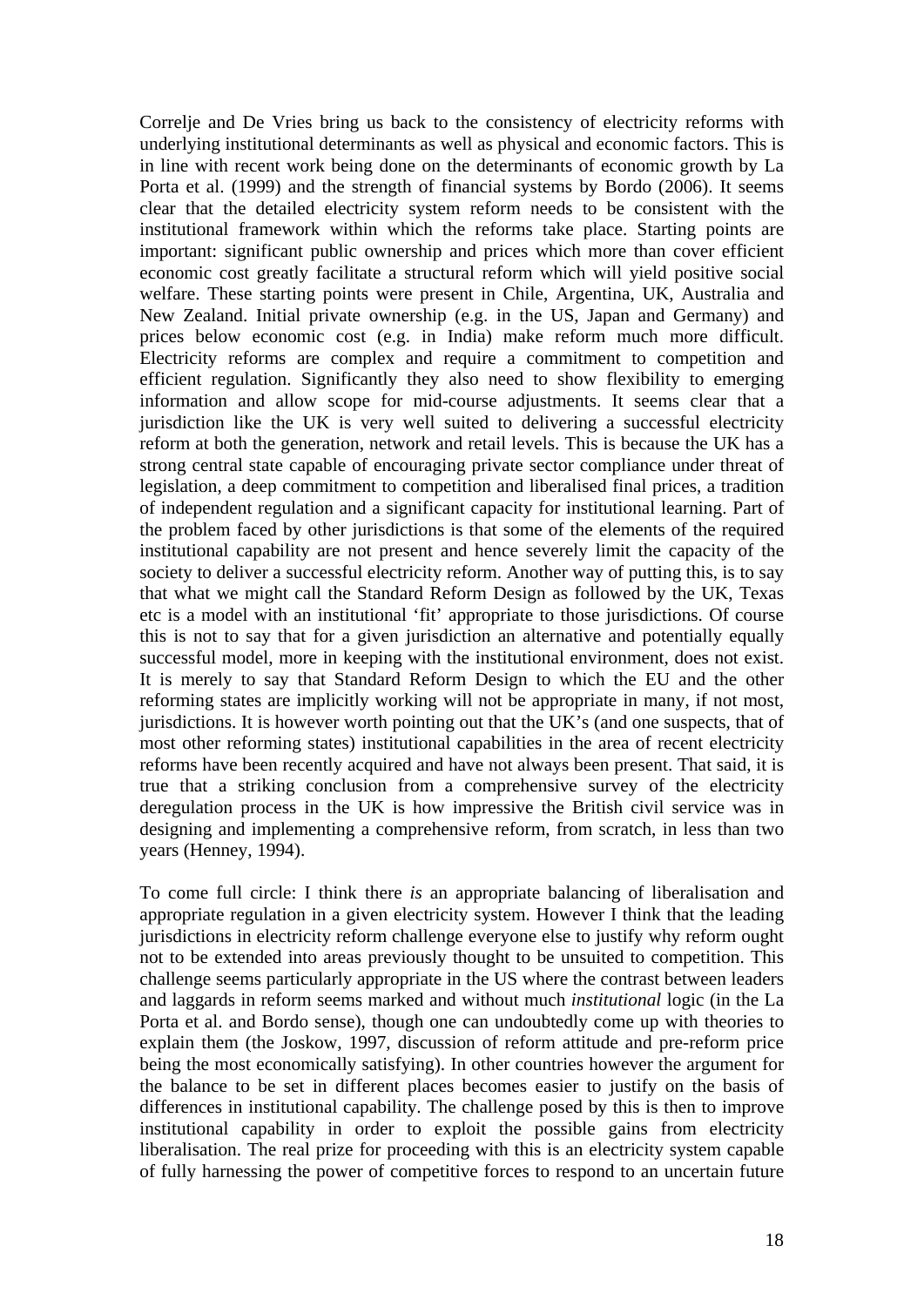Correlje and De Vries bring us back to the consistency of electricity reforms with underlying institutional determinants as well as physical and economic factors. This is in line with recent work being done on the determinants of economic growth by La Porta et al. (1999) and the strength of financial systems by Bordo (2006). It seems clear that the detailed electricity system reform needs to be consistent with the institutional framework within which the reforms take place. Starting points are important: significant public ownership and prices which more than cover efficient economic cost greatly facilitate a structural reform which will yield positive social welfare. These starting points were present in Chile, Argentina, UK, Australia and New Zealand. Initial private ownership (e.g. in the US, Japan and Germany) and prices below economic cost (e.g. in India) make reform much more difficult. Electricity reforms are complex and require a commitment to competition and efficient regulation. Significantly they also need to show flexibility to emerging information and allow scope for mid-course adjustments. It seems clear that a jurisdiction like the UK is very well suited to delivering a successful electricity reform at both the generation, network and retail levels. This is because the UK has a strong central state capable of encouraging private sector compliance under threat of legislation, a deep commitment to competition and liberalised final prices, a tradition of independent regulation and a significant capacity for institutional learning. Part of the problem faced by other jurisdictions is that some of the elements of the required institutional capability are not present and hence severely limit the capacity of the society to deliver a successful electricity reform. Another way of putting this, is to say that what we might call the Standard Reform Design as followed by the UK, Texas etc is a model with an institutional 'fit' appropriate to those jurisdictions. Of course this is not to say that for a given jurisdiction an alternative and potentially equally successful model, more in keeping with the institutional environment, does not exist. It is merely to say that Standard Reform Design to which the EU and the other reforming states are implicitly working will not be appropriate in many, if not most, jurisdictions. It is however worth pointing out that the UK's (and one suspects, that of most other reforming states) institutional capabilities in the area of recent electricity reforms have been recently acquired and have not always been present. That said, it is true that a striking conclusion from a comprehensive survey of the electricity deregulation process in the UK is how impressive the British civil service was in designing and implementing a comprehensive reform, from scratch, in less than two years (Henney, 1994).

To come full circle: I think there *is* an appropriate balancing of liberalisation and appropriate regulation in a given electricity system. However I think that the leading jurisdictions in electricity reform challenge everyone else to justify why reform ought not to be extended into areas previously thought to be unsuited to competition. This challenge seems particularly appropriate in the US where the contrast between leaders and laggards in reform seems marked and without much *institutional* logic (in the La Porta et al. and Bordo sense), though one can undoubtedly come up with theories to explain them (the Joskow, 1997, discussion of reform attitude and pre-reform price being the most economically satisfying). In other countries however the argument for the balance to be set in different places becomes easier to justify on the basis of differences in institutional capability. The challenge posed by this is then to improve institutional capability in order to exploit the possible gains from electricity liberalisation. The real prize for proceeding with this is an electricity system capable of fully harnessing the power of competitive forces to respond to an uncertain future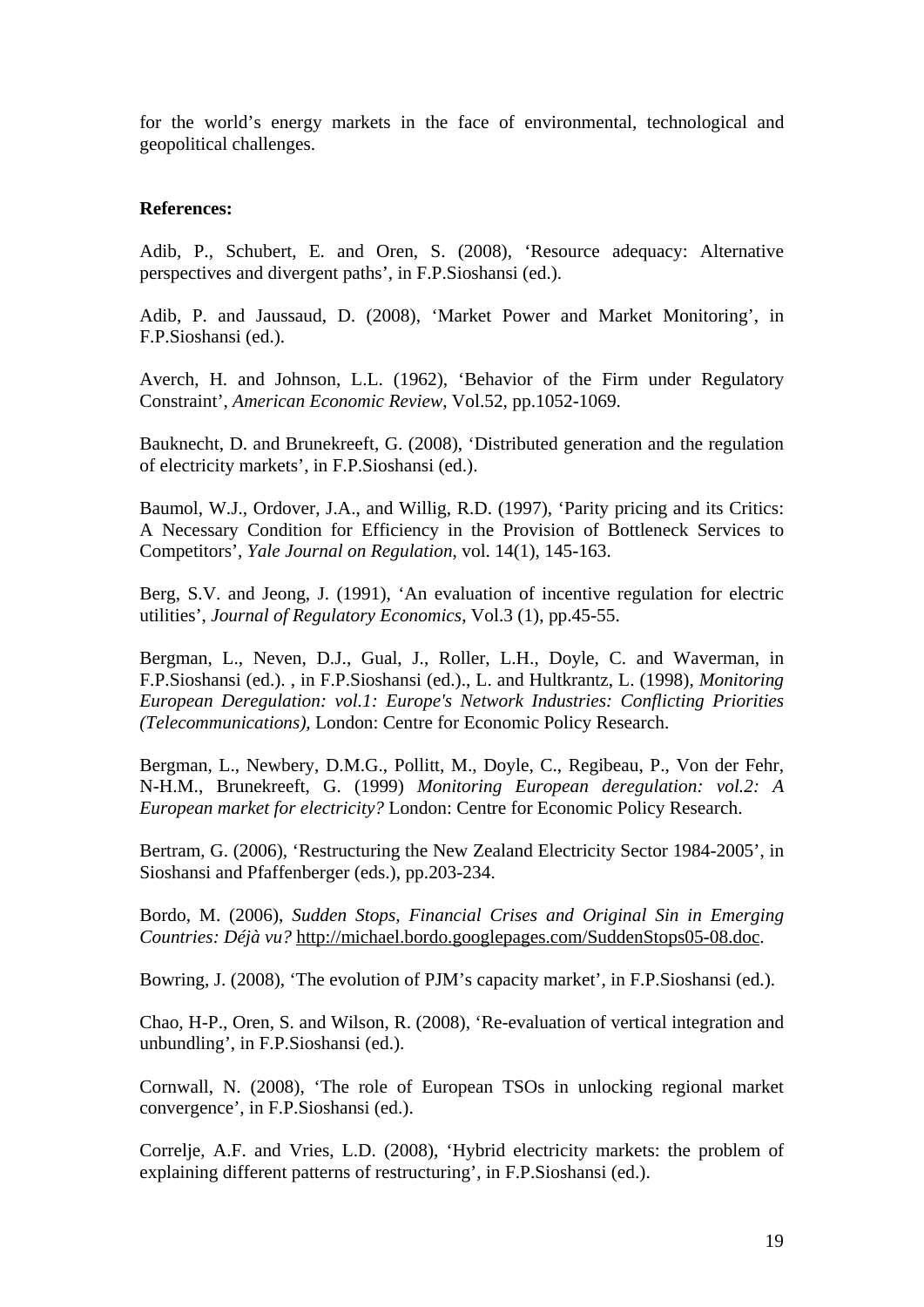for the world's energy markets in the face of environmental, technological and geopolitical challenges.

**References:**

Adib, P., Schubert, E. and Oren, S. (2008), 'Resource adequacy: Alternative perspectives and divergent paths', in F.P.Sioshansi (ed.).

Adib, P. and Jaussaud, D. (2008), 'Market Power and Market Monitoring', in F.P.Sioshansi (ed.).

Averch, H. and Johnson, L.L. (1962), 'Behavior of the Firm under Regulatory Constraint', *American Economic Review*, Vol.52, pp.1052-1069.

Bauknecht, D. and Brunekreeft, G. (2008), 'Distributed generation and the regulation of electricity markets', in F.P.Sioshansi (ed.).

Baumol, W.J., Ordover, J.A., and Willig, R.D. (1997), 'Parity pricing and its Critics: A Necessary Condition for Efficiency in the Provision of Bottleneck Services to Competitors', *Yale Journal on Regulation*, vol. 14(1), 145-163.

Berg, S.V. and Jeong, J. (1991), 'An evaluation of incentive regulation for electric utilities', *Journal of Regulatory Economics*, Vol.3 (1), pp.45-55.

Bergman, L., Neven, D.J., Gual, J., Roller, L.H., Doyle, C. and Waverman, in F.P.Sioshansi (ed.). , in F.P.Sioshansi (ed.)., L. and Hultkrantz, L. (1998), *Monitoring European Deregulation: vol.1: Europe's Network Industries: Conflicting Priorities (Telecommunications),* London: Centre for Economic Policy Research.

Bergman, L., Newbery, D.M.G., Pollitt, M., Doyle, C., Regibeau, P., Von der Fehr, N-H.M., Brunekreeft, G. (1999) *Monitoring European deregulation: vol.2: A European market for electricity?* London: Centre for Economic Policy Research.

Bertram, G. (2006), 'Restructuring the New Zealand Electricity Sector 1984-2005', in Sioshansi and Pfaffenberger (eds.), pp.203-234.

Bordo, M. (2006), *Sudden Stops, Financial Crises and Original Sin in Emerging Countries: Déjà vu?* http://michael.bordo.googlepages.com/SuddenStops05-08.doc.

Bowring, J. (2008), 'The evolution of PJM's capacity market', in F.P.Sioshansi (ed.).

Chao, H-P., Oren, S. and Wilson, R. (2008), 'Re-evaluation of vertical integration and unbundling', in F.P.Sioshansi (ed.).

Cornwall, N. (2008), 'The role of European TSOs in unlocking regional market convergence', in F.P.Sioshansi (ed.).

Correlje, A.F. and Vries, L.D. (2008), 'Hybrid electricity markets: the problem of explaining different patterns of restructuring', in F.P.Sioshansi (ed.).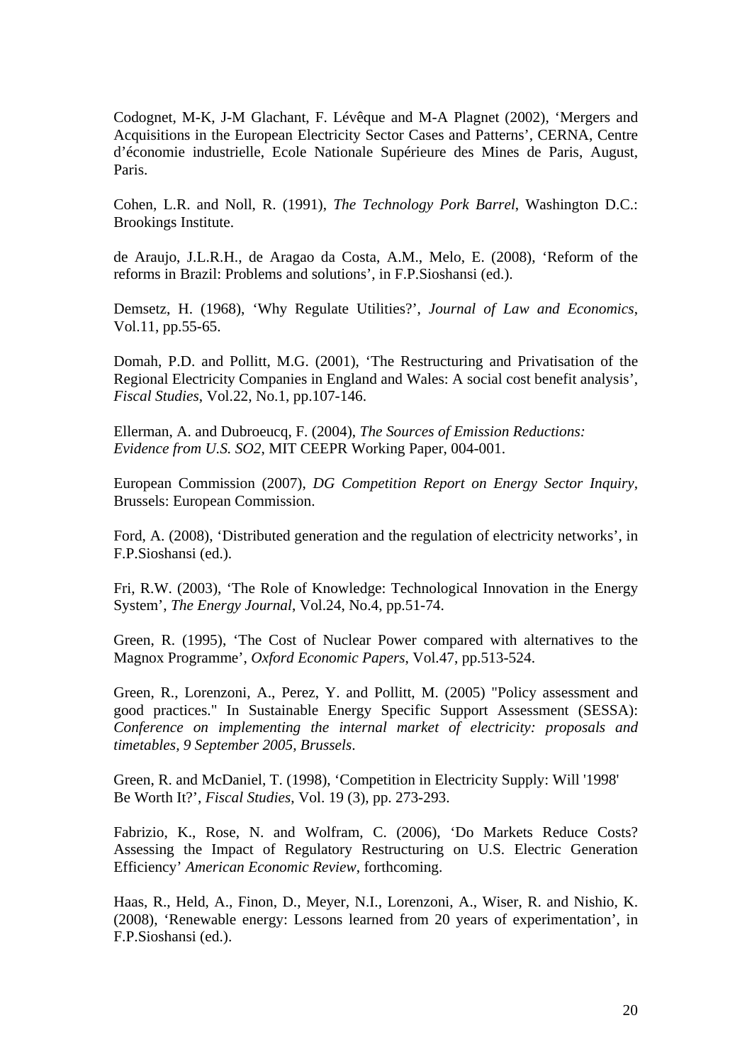Codognet, M-K, J-M Glachant, F. Lévêque and M-A Plagnet (2002), 'Mergers and Acquisitions in the European Electricity Sector Cases and Patterns', CERNA, Centre d'économie industrielle, Ecole Nationale Supérieure des Mines de Paris, August, Paris.

Cohen, L.R. and Noll, R. (1991), *The Technology Pork Barrel*, Washington D.C.: Brookings Institute.

de Araujo, J.L.R.H., de Aragao da Costa, A.M., Melo, E. (2008), 'Reform of the reforms in Brazil: Problems and solutions', in F.P.Sioshansi (ed.).

Demsetz, H. (1968), 'Why Regulate Utilities?', *Journal of Law and Economics*, Vol.11, pp.55-65.

Domah, P.D. and Pollitt, M.G. (2001), 'The Restructuring and Privatisation of the Regional Electricity Companies in England and Wales: A social cost benefit analysis', *Fiscal Studies*, Vol.22, No.1, pp.107-146.

Ellerman, A. and Dubroeucq, F. (2004), *The Sources of Emission Reductions: Evidence from U.S. SO2*, MIT CEEPR Working Paper, 004-001.

European Commission (2007), *DG Competition Report on Energy Sector Inquiry*, Brussels: European Commission.

Ford, A. (2008), 'Distributed generation and the regulation of electricity networks', in F.P.Sioshansi (ed.).

Fri, R.W. (2003), 'The Role of Knowledge: Technological Innovation in the Energy System', *The Energy Journal*, Vol.24, No.4, pp.51-74.

Green, R. (1995), 'The Cost of Nuclear Power compared with alternatives to the Magnox Programme', *Oxford Economic Papers*, Vol.47, pp.513-524.

Green, R., Lorenzoni, A., Perez, Y. and Pollitt, M. (2005) "Policy assessment and good practices." In Sustainable Energy Specific Support Assessment (SESSA): *Conference on implementing the internal market of electricity: proposals and timetables, 9 September 2005, Brussels*.

Green, R. and McDaniel, T. (1998), 'Competition in Electricity Supply: Will '1998' Be Worth It?', *Fiscal Studies*, Vol. 19 (3), pp. 273-293.

Fabrizio, K., Rose, N. and Wolfram, C. (2006), 'Do Markets Reduce Costs? Assessing the Impact of Regulatory Restructuring on U.S. Electric Generation Efficiency' *American Economic Review*, forthcoming.

Haas, R., Held, A., Finon, D., Meyer, N.I., Lorenzoni, A., Wiser, R. and Nishio, K. (2008), 'Renewable energy: Lessons learned from 20 years of experimentation', in F.P.Sioshansi (ed.).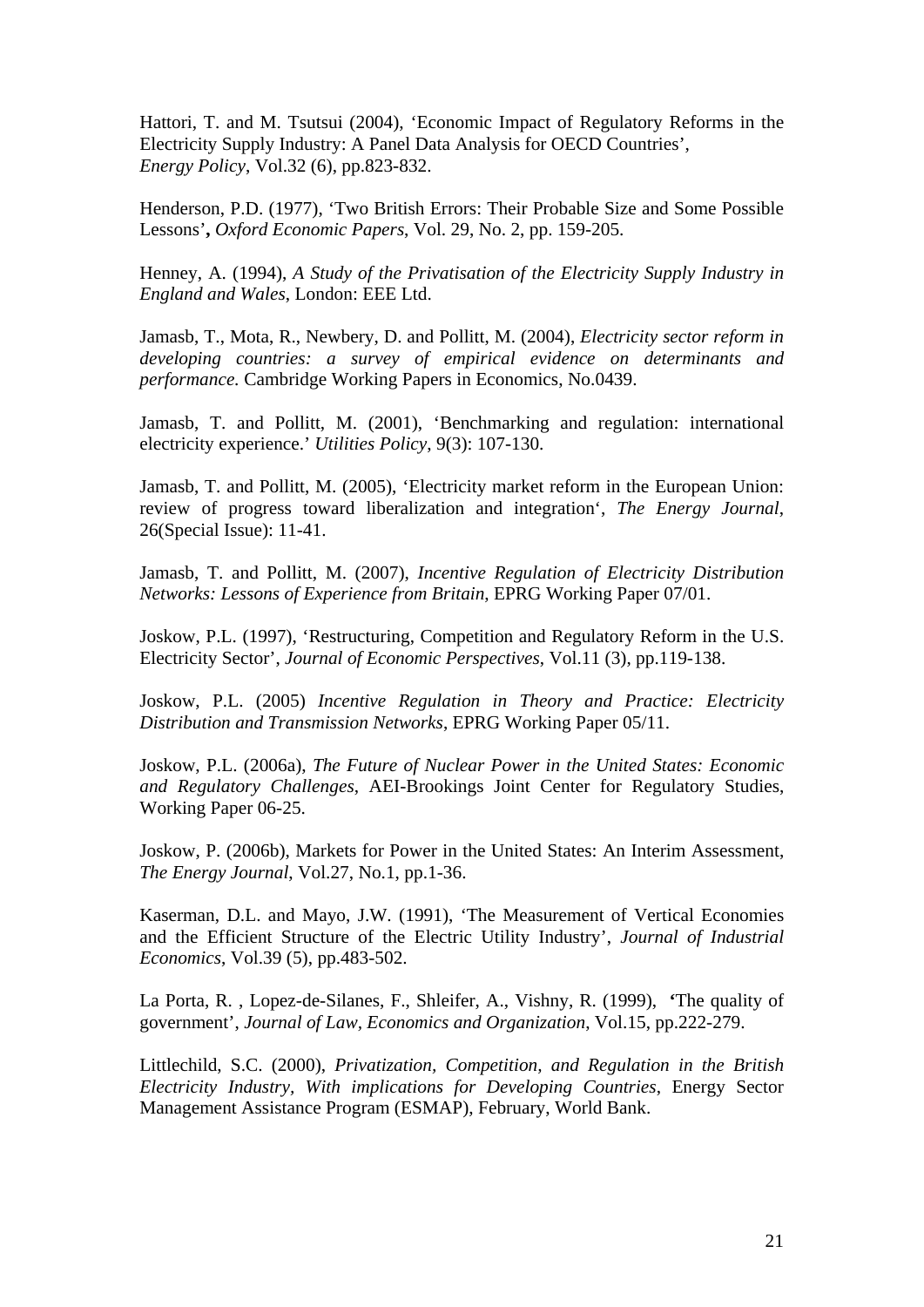Hattori, T. and M. Tsutsui (2004), 'Economic Impact of Regulatory Reforms in the Electricity Supply Industry: A Panel Data Analysis for OECD Countries', *Energy Policy*, Vol.32 (6), pp.823-832.

Henderson, P.D. (1977), 'Two British Errors: Their Probable Size and Some Possible Lessons', *Oxford Economic Papers*, Vol. 29, No. 2, pp. 159-205.

Henney, A. (1994), *A Study of the Privatisation of the Electricity Supply Industry in England and Wales*, London: EEE Ltd.

Jamasb, T., Mota, R., Newbery, D. and Pollitt, M. (2004), *Electricity sector reform in developing countries: a survey of empirical evidence on determinants and performance.* Cambridge Working Papers in Economics, No.0439.

Jamasb, T. and Pollitt, M. (2001), 'Benchmarking and regulation: international electricity experience.' *Utilities Policy*, 9(3): 107-130.

Jamasb, T. and Pollitt, M. (2005), 'Electricity market reform in the European Union: review of progress toward liberalization and integration', *The Energy Journal*, 26(Special Issue): 11-41.

Jamasb, T. and Pollitt, M. (2007), *Incentive Regulation of Electricity Distribution Networks: Lessons of Experience from Britain*, EPRG Working Paper 07/01.

Joskow, P.L. (1997), 'Restructuring, Competition and Regulatory Reform in the U.S. Electricity Sector', *Journal of Economic Perspectives*, Vol.11 (3), pp.119-138.

Joskow, P.L. (2005) *Incentive Regulation in Theory and Practice: Electricity Distribution and Transmission Networks*, EPRG Working Paper 05/11.

Joskow, P.L. (2006a), *The Future of Nuclear Power in the United States: Economic and Regulatory Challenges*, AEI-Brookings Joint Center for Regulatory Studies, Working Paper 06-25.

Joskow, P. (2006b), Markets for Power in the United States: An Interim Assessment, *The Energy Journal*, Vol.27, No.1, pp.1-36.

Kaserman, D.L. and Mayo, J.W. (1991), 'The Measurement of Vertical Economies and the Efficient Structure of the Electric Utility Industry', *Journal of Industrial Economics*, Vol.39 (5), pp.483-502.

La Porta, R. , Lopez-de-Silanes, F., Shleifer, A., Vishny, R. (1999), 'The quality of government', *Journal of Law, Economics and Organization*, Vol.15, pp.222-279.

Littlechild, S.C. (2000), *Privatization, Competition, and Regulation in the British Electricity Industry, With implications for Developing Countries*, Energy Sector Management Assistance Program (ESMAP), February, World Bank.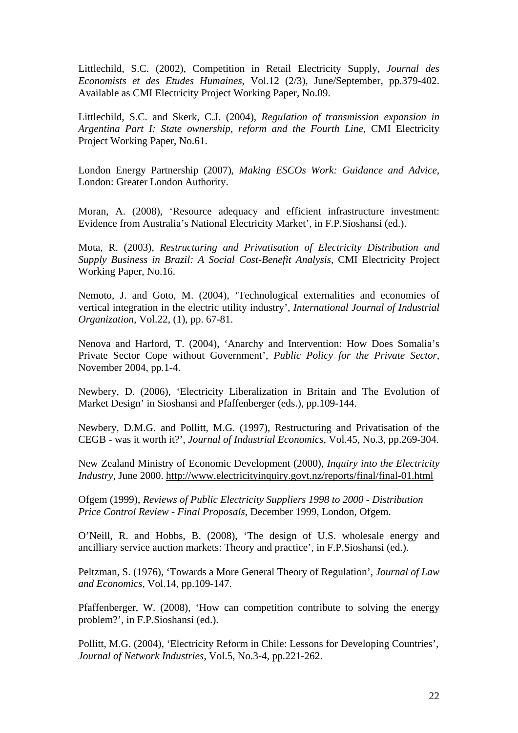Littlechild, S.C. (2002), Competition in Retail Electricity Supply, *Journal des Economists et des Etudes Humaines*, Vol.12 (2/3), June/September, pp.379-402. Available as CMI Electricity Project Working Paper, No.09.

Littlechild, S.C. and Skerk, C.J. (2004), *Regulation of transmission expansion in Argentina Part I: State ownership, reform and the Fourth Line*, CMI Electricity Project Working Paper, No.61.

London Energy Partnership (2007), *Making ESCOs Work: Guidance and Advice*, London: Greater London Authority.

Moran, A. (2008), 'Resource adequacy and efficient infrastructure investment: Evidence from Australia's National Electricity Market', in F.P.Sioshansi (ed.).

Mota, R. (2003), *Restructuring and Privatisation of Electricity Distribution and Supply Business in Brazil: A Social Cost-Benefit Analysis*, CMI Electricity Project Working Paper, No.16.

Nemoto, J. and Goto, M. (2004), 'Technological externalities and economies of vertical integration in the electric utility industry', *International Journal of Industrial Organization*, Vol.22, (1), pp. 67-81.

Nenova and Harford, T. (2004), 'Anarchy and Intervention: How Does Somalia's Private Sector Cope without Government', *Public Policy for the Private Sector*, November 2004, pp.1-4.

Newbery, D. (2006), 'Electricity Liberalization in Britain and The Evolution of Market Design' in Sioshansi and Pfaffenberger (eds.), pp.109-144.

Newbery, D.M.G. and Pollitt, M.G. (1997), Restructuring and Privatisation of the CEGB - was it worth it?', *Journal of Industrial Economics*, Vol.45, No.3, pp.269-304.

New Zealand Ministry of Economic Development (2000), *Inquiry into the Electricity Industry*, June 2000. http://www.electricityinquiry.govt.nz/reports/final/final-01.html

Ofgem (1999), *Reviews of Public Electricity Suppliers 1998 to 2000 - Distribution Price Control Review - Final Proposals*, December 1999, London, Ofgem.

O'Neill, R. and Hobbs, B. (2008), 'The design of U.S. wholesale energy and ancilliary service auction markets: Theory and practice', in F.P.Sioshansi (ed.).

Peltzman, S. (1976), 'Towards a More General Theory of Regulation', *Journal of Law and Economics*, Vol.14, pp.109-147.

Pfaffenberger, W. (2008), 'How can competition contribute to solving the energy problem?', in F.P.Sioshansi (ed.).

Pollitt, M.G. (2004), 'Electricity Reform in Chile: Lessons for Developing Countries', *Journal of Network Industries*, Vol.5, No.3-4, pp.221-262.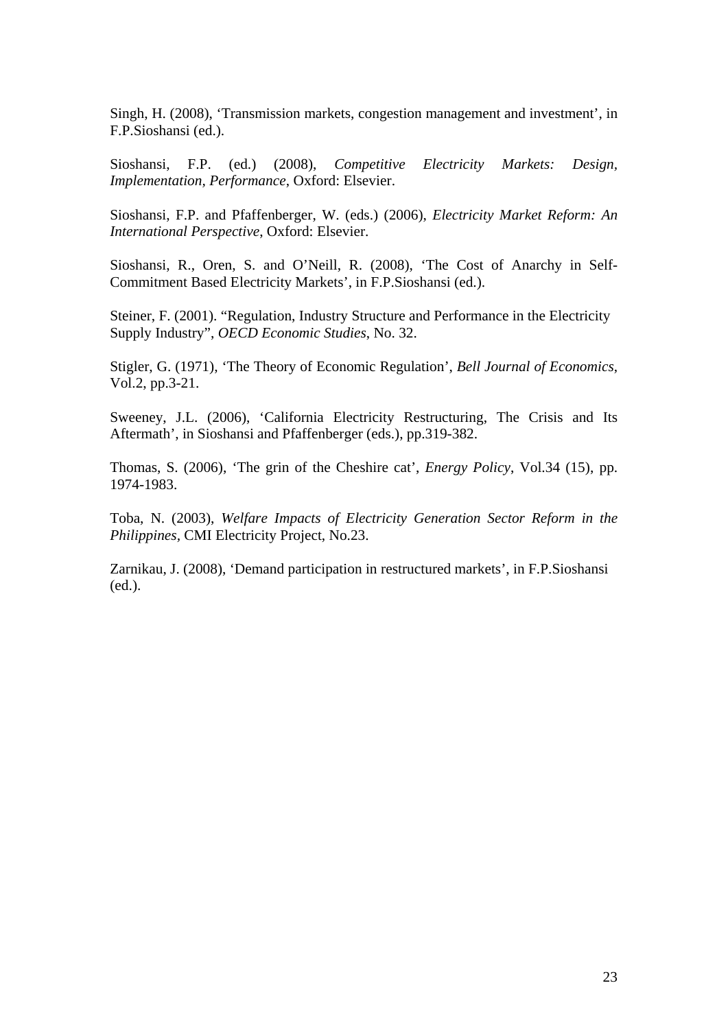Singh, H. (2008), 'Transmission markets, congestion management and investment', in F.P.Sioshansi (ed.).

Sioshansi, F.P. (ed.) (2008), *Competitive Electricity Markets: Design, Implementation, Performance*, Oxford: Elsevier.

Sioshansi, F.P. and Pfaffenberger, W. (eds.) (2006), *Electricity Market Reform: An International Perspective*, Oxford: Elsevier.

Sioshansi, R., Oren, S. and O'Neill, R. (2008), 'The Cost of Anarchy in Self-Commitment Based Electricity Markets', in F.P.Sioshansi (ed.).

Steiner, F. (2001). "Regulation, Industry Structure and Performance in the Electricity Supply Industry", *OECD Economic Studies*, No. 32.

Stigler, G. (1971), 'The Theory of Economic Regulation', *Bell Journal of Economics*, Vol.2, pp.3-21.

Sweeney, J.L. (2006), 'California Electricity Restructuring, The Crisis and Its Aftermath', in Sioshansi and Pfaffenberger (eds.), pp.319-382.

Thomas, S. (2006), 'The grin of the Cheshire cat', *Energy Policy*, Vol.34 (15), pp. 1974-1983.

Toba, N. (2003), *Welfare Impacts of Electricity Generation Sector Reform in the Philippines*, CMI Electricity Project, No.23.

Zarnikau, J. (2008), 'Demand participation in restructured markets', in F.P.Sioshansi (ed.).